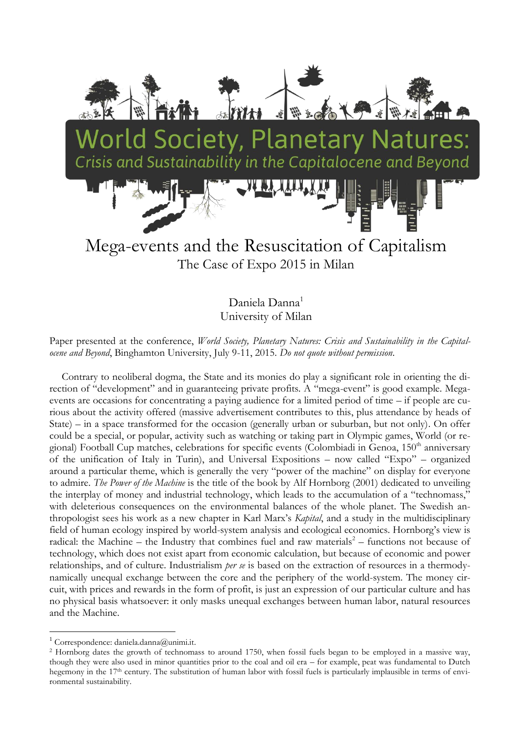World Society, Planetary Natures: *Crisis and Sustainability in the Capitalocene and Beyond*

# Mega-events and the Resuscitation of Capitalism

## The Case of Expo 2015 in Milan

Daniela Danna[1]
University of Milan

Paper presented at the conference, *World Society, Planetary Natures: Crisis and Sustainability in the Capitalocene and Beyond*, Binghamton University, July 9-11, 2015. *Do not quote without permission.*

Contrary to neoliberal dogma, the State and its monies do play a significant role in orienting the direction of "development" and in guaranteeing private profits. A "mega-event" is good example. Mega-events are occasions for concentrating a paying audience for a limited period of time – if people are curious about the activity offered (massive advertisement contributes to this, plus attendance by heads of State) – in a space transformed for the occasion (generally urban or suburban, but not only). On offer could be a special, or popular, activity such as watching or taking part in Olympic games, World (or regional) Football Cup matches, celebrations for specific events (Colombiadi in Genoa, 150th anniversary of the unification of Italy in Turin), and Universal Expositions – now called "Expo" – organized around a particular theme, which is generally the very "power of the machine" on display for everyone to admire. *The Power of the Machine* is the title of the book by Alf Hornborg (2001) dedicated to unveiling the interplay of money and industrial technology, which leads to the accumulation of a "technomass," with deleterious consequences on the environmental balances of the whole planet. The Swedish anthropologist sees his work as a new chapter in Karl Marx's *Kapital*, and a study in the multidisciplinary field of human ecology inspired by world-system analysis and ecological economics. Hornborg's view is radical: the Machine – the Industry that combines fuel and raw materials[2] – functions not because of technology, which does not exist apart from economic calculation, but because of economic and power relationships, and of culture. Industrialism *per se* is based on the extraction of resources in a thermodynamically unequal exchange between the core and the periphery of the world-system. The money circuit, with prices and rewards in the form of profit, is just an expression of our particular culture and has no physical basis whatsoever: it only masks unequal exchanges between human labor, natural resources and the Machine.

---

[1] Correspondence: daniela.danna@unimi.it.

[2] Hornborg dates the growth of technomass to around 1750, when fossil fuels began to be employed in a massive way, though they were also used in minor quantities prior to the coal and oil era – for example, peat was fundamental to Dutch hegemony in the 17th century. The substitution of human labor with fossil fuels is particularly implausible in terms of environmental sustainability.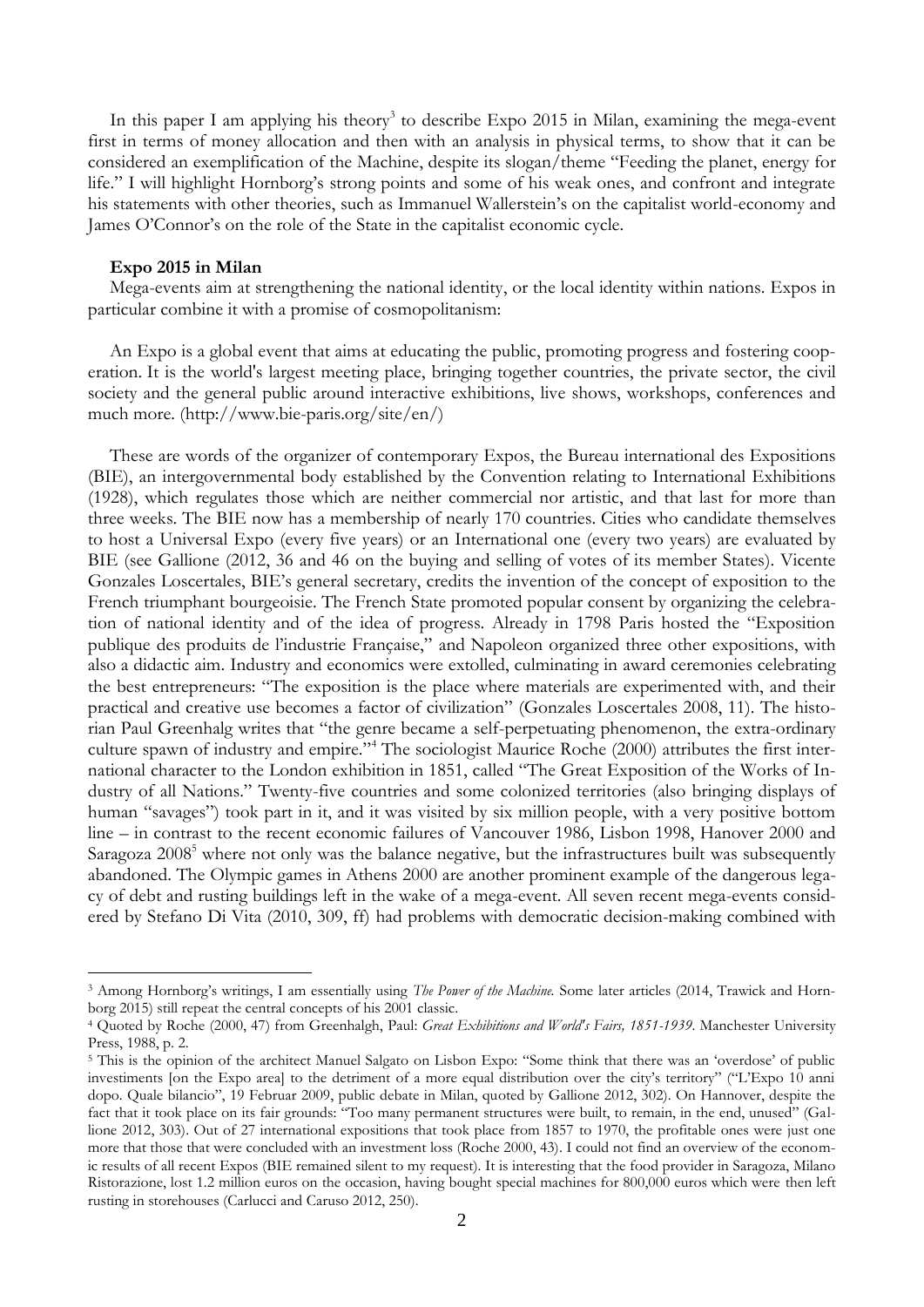In this paper I am applying his theory[3] to describe Expo 2015 in Milan, examining the mega-event first in terms of money allocation and then with an analysis in physical terms, to show that it can be considered an exemplification of the Machine, despite its slogan/theme "Feeding the planet, energy for life." I will highlight Hornborg's strong points and some of his weak ones, and confront and integrate his statements with other theories, such as Immanuel Wallerstein's on the capitalist world-economy and James O'Connor's on the role of the State in the capitalist economic cycle.

**Expo 2015 in Milan**

Mega-events aim at strengthening the national identity, or the local identity within nations. Expos in particular combine it with a promise of cosmopolitanism:

An Expo is a global event that aims at educating the public, promoting progress and fostering cooperation. It is the world's largest meeting place, bringing together countries, the private sector, the civil society and the general public around interactive exhibitions, live shows, workshops, conferences and much more. (http://www.bie-paris.org/site/en/)

These are words of the organizer of contemporary Expos, the Bureau international des Expositions (BIE), an intergovernmental body established by the Convention relating to International Exhibitions (1928), which regulates those which are neither commercial nor artistic, and that last for more than three weeks. The BIE now has a membership of nearly 170 countries. Cities who candidate themselves to host a Universal Expo (every five years) or an International one (every two years) are evaluated by BIE (see Gallione (2012, 36 and 46 on the buying and selling of votes of its member States). Vicente Gonzales Loscertales, BIE's general secretary, credits the invention of the concept of exposition to the French triumphant bourgeoisie. The French State promoted popular consent by organizing the celebration of national identity and of the idea of progress. Already in 1798 Paris hosted the "Exposition publique des produits de l'industrie Française," and Napoleon organized three other expositions, with also a didactic aim. Industry and economics were extolled, culminating in award ceremonies celebrating the best entrepreneurs: "The exposition is the place where materials are experimented with, and their practical and creative use becomes a factor of civilization" (Gonzales Loscertales 2008, 11). The historian Paul Greenhalg writes that "the genre became a self-perpetuating phenomenon, the extra-ordinary culture spawn of industry and empire."[4] The sociologist Maurice Roche (2000) attributes the first international character to the London exhibition in 1851, called "The Great Exposition of the Works of Industry of all Nations." Twenty-five countries and some colonized territories (also bringing displays of human "savages") took part in it, and it was visited by six million people, with a very positive bottom line – in contrast to the recent economic failures of Vancouver 1986, Lisbon 1998, Hanover 2000 and Saragoza 2008[5] where not only was the balance negative, but the infrastructures built was subsequently abandoned. The Olympic games in Athens 2000 are another prominent example of the dangerous legacy of debt and rusting buildings left in the wake of a mega-event. All seven recent mega-events considered by Stefano Di Vita (2010, 309, ff) had problems with democratic decision-making combined with

[3] Among Hornborg's writings, I am essentially using *The Power of the Machine.* Some later articles (2014, Trawick and Hornborg 2015) still repeat the central concepts of his 2001 classic.

[4] Quoted by Roche (2000, 47) from Greenhalgh, Paul: *Great Exhibitions and World's Fairs, 1851-1939.* Manchester University Press, 1988, p. 2.

[5] This is the opinion of the architect Manuel Salgato on Lisbon Expo: "Some think that there was an 'overdose' of public investments [on the Expo area] to the detriment of a more equal distribution over the city's territory" ("L'Expo 10 anni dopo. Quale bilancio", 19 Februar 2009, public debate in Milan, quoted by Gallione 2012, 302). On Hannover, despite the fact that it took place on its fair grounds: "Too many permanent structures were built, to remain, in the end, unused" (Gallione 2012, 303). Out of 27 international expositions that took place from 1857 to 1970, the profitable ones were just one more that those that were concluded with an investment loss (Roche 2000, 43). I could not find an overview of the economic results of all recent Expos (BIE remained silent to my request). It is interesting that the food provider in Saragoza, Milano Ristorazione, lost 1.2 million euros on the occasion, having bought special machines for 800,000 euros which were then left rusting in storehouses (Carlucci and Caruso 2012, 250).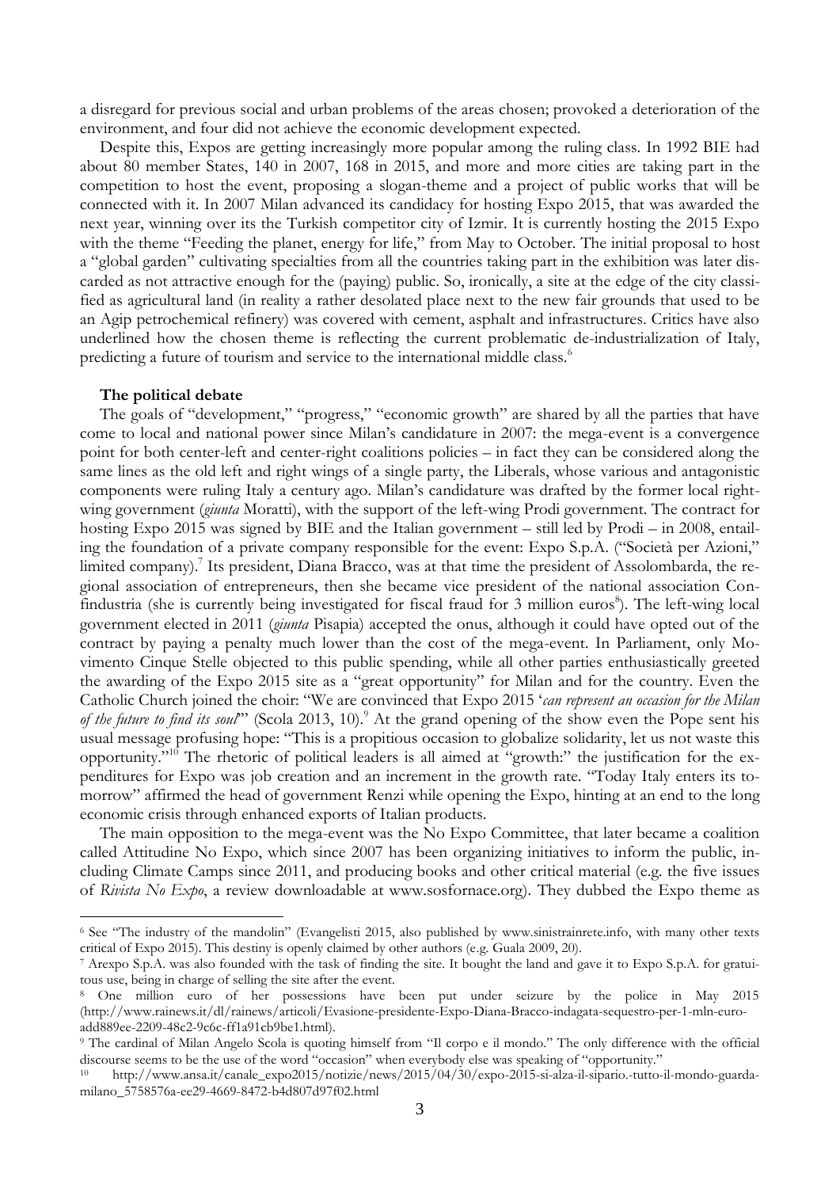a disregard for previous social and urban problems of the areas chosen; provoked a deterioration of the environment, and four did not achieve the economic development expected.

Despite this, Expos are getting increasingly more popular among the ruling class. In 1992 BIE had about 80 member States, 140 in 2007, 168 in 2015, and more and more cities are taking part in the competition to host the event, proposing a slogan-theme and a project of public works that will be connected with it. In 2007 Milan advanced its candidacy for hosting Expo 2015, that was awarded the next year, winning over its the Turkish competitor city of Izmir. It is currently hosting the 2015 Expo with the theme "Feeding the planet, energy for life," from May to October. The initial proposal to host a "global garden" cultivating specialties from all the countries taking part in the exhibition was later discarded as not attractive enough for the (paying) public. So, ironically, a site at the edge of the city classified as agricultural land (in reality a rather desolated place next to the new fair grounds that used to be an Agip petrochemical refinery) was covered with cement, asphalt and infrastructures. Critics have also underlined how the chosen theme is reflecting the current problematic de-industrialization of Italy, predicting a future of tourism and service to the international middle class.[6]

**The political debate**

The goals of "development," "progress," "economic growth" are shared by all the parties that have come to local and national power since Milan's candidature in 2007: the mega-event is a convergence point for both center-left and center-right coalitions policies – in fact they can be considered along the same lines as the old left and right wings of a single party, the Liberals, whose various and antagonistic components were ruling Italy a century ago. Milan's candidature was drafted by the former local right-wing government (*giunta* Moratti), with the support of the left-wing Prodi government. The contract for hosting Expo 2015 was signed by BIE and the Italian government – still led by Prodi – in 2008, entailing the foundation of a private company responsible for the event: Expo S.p.A. ("Società per Azioni," limited company).[7] Its president, Diana Bracco, was at that time the president of Assolombarda, the regional association of entrepreneurs, then she became vice president of the national association Confindustria (she is currently being investigated for fiscal fraud for 3 million euros[8]). The left-wing local government elected in 2011 (*giunta* Pisapia) accepted the onus, although it could have opted out of the contract by paying a penalty much lower than the cost of the mega-event. In Parliament, only Movimento Cinque Stelle objected to this public spending, while all other parties enthusiastically greeted the awarding of the Expo 2015 site as a "great opportunity" for Milan and for the country. Even the Catholic Church joined the choir: "We are convinced that Expo 2015 '*can represent an occasion for the Milan of the future to find its soul*'" (Scola 2013, 10).[9] At the grand opening of the show even the Pope sent his usual message profusing hope: "This is a propitious occasion to globalize solidarity, let us not waste this opportunity."[10] The rhetoric of political leaders is all aimed at "growth:" the justification for the expenditures for Expo was job creation and an increment in the growth rate. "Today Italy enters its tomorrow" affirmed the head of government Renzi while opening the Expo, hinting at an end to the long economic crisis through enhanced exports of Italian products.

The main opposition to the mega-event was the No Expo Committee, that later became a coalition called Attitudine No Expo, which since 2007 has been organizing initiatives to inform the public, including Climate Camps since 2011, and producing books and other critical material (e.g. the five issues of *Rivista No Expo*, a review downloadable at www.sosfornace.org). They dubbed the Expo theme as

---

[6] See "The industry of the mandolin" (Evangelisti 2015, also published by www.sinistrainrete.info, with many other texts critical of Expo 2015). This destiny is openly claimed by other authors (e.g. Guala 2009, 20).

[7] Arexpo S.p.A. was also founded with the task of finding the site. It bought the land and gave it to Expo S.p.A. for gratuitous use, being in charge of selling the site after the event.

[8] One million euro of her possessions have been put under seizure by the police in May 2015 (http://www.rainews.it/dl/rainews/articoli/Evasione-presidente-Expo-Diana-Bracco-indagata-sequestro-per-1-mln-euro-add889ee-2209-48c2-9c6c-ff1a91cb9be1.html).

[9] The cardinal of Milan Angelo Scola is quoting himself from "Il corpo e il mondo." The only difference with the official discourse seems to be the use of the word "occasion" when everybody else was speaking of "opportunity."

[10] http://www.ansa.it/canale_expo2015/notizie/news/2015/04/30/expo-2015-si-alza-il-sipario.-tutto-il-mondo-guarda-milano_5758576a-ee29-4669-8472-b4d807d97f02.html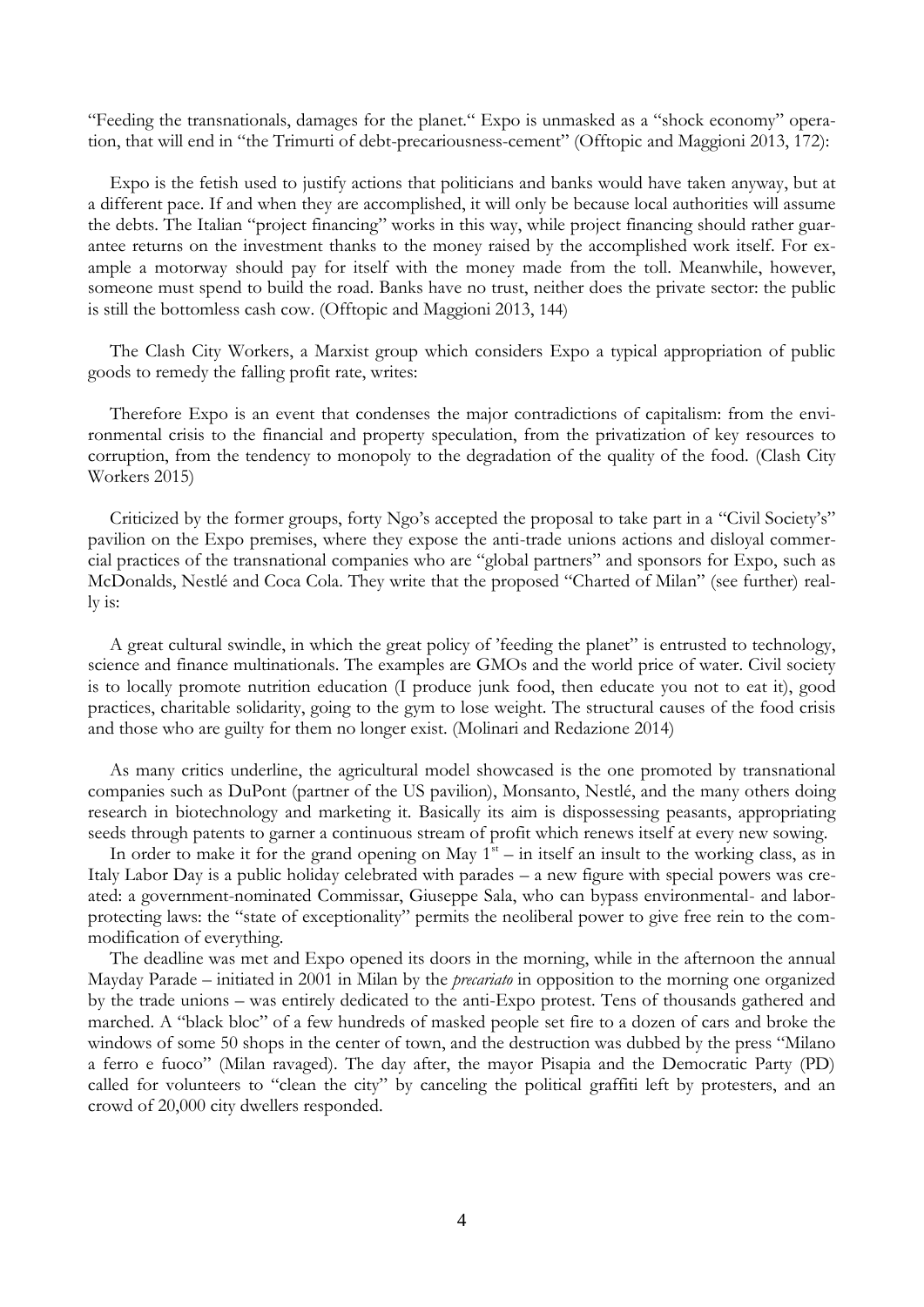"Feeding the transnationals, damages for the planet." Expo is unmasked as a "shock economy" operation, that will end in "the Trimurti of debt-precariousness-cement" (Offtopic and Maggioni 2013, 172):

Expo is the fetish used to justify actions that politicians and banks would have taken anyway, but at a different pace. If and when they are accomplished, it will only be because local authorities will assume the debts. The Italian "project financing" works in this way, while project financing should rather guarantee returns on the investment thanks to the money raised by the accomplished work itself. For example a motorway should pay for itself with the money made from the toll. Meanwhile, however, someone must spend to build the road. Banks have no trust, neither does the private sector: the public is still the bottomless cash cow. (Offtopic and Maggioni 2013, 144)

The Clash City Workers, a Marxist group which considers Expo a typical appropriation of public goods to remedy the falling profit rate, writes:

Therefore Expo is an event that condenses the major contradictions of capitalism: from the environmental crisis to the financial and property speculation, from the privatization of key resources to corruption, from the tendency to monopoly to the degradation of the quality of the food. (Clash City Workers 2015)

Criticized by the former groups, forty Ngo's accepted the proposal to take part in a "Civil Society's" pavilion on the Expo premises, where they expose the anti-trade unions actions and disloyal commercial practices of the transnational companies who are "global partners" and sponsors for Expo, such as McDonalds, Nestlé and Coca Cola. They write that the proposed "Charted of Milan" (see further) really is:

A great cultural swindle, in which the great policy of 'feeding the planet" is entrusted to technology, science and finance multinationals. The examples are GMOs and the world price of water. Civil society is to locally promote nutrition education (I produce junk food, then educate you not to eat it), good practices, charitable solidarity, going to the gym to lose weight. The structural causes of the food crisis and those who are guilty for them no longer exist. (Molinari and Redazione 2014)

As many critics underline, the agricultural model showcased is the one promoted by transnational companies such as DuPont (partner of the US pavilion), Monsanto, Nestlé, and the many others doing research in biotechnology and marketing it. Basically its aim is dispossessing peasants, appropriating seeds through patents to garner a continuous stream of profit which renews itself at every new sowing.

In order to make it for the grand opening on May 1st – in itself an insult to the working class, as in Italy Labor Day is a public holiday celebrated with parades – a new figure with special powers was created: a government-nominated Commissar, Giuseppe Sala, who can bypass environmental- and labor-protecting laws: the "state of exceptionality" permits the neoliberal power to give free rein to the commodification of everything.

The deadline was met and Expo opened its doors in the morning, while in the afternoon the annual Mayday Parade – initiated in 2001 in Milan by the *precariato* in opposition to the morning one organized by the trade unions – was entirely dedicated to the anti-Expo protest. Tens of thousands gathered and marched. A "black bloc" of a few hundreds of masked people set fire to a dozen of cars and broke the windows of some 50 shops in the center of town, and the destruction was dubbed by the press "Milano a ferro e fuoco" (Milan ravaged). The day after, the mayor Pisapia and the Democratic Party (PD) called for volunteers to "clean the city" by canceling the political graffiti left by protesters, and an crowd of 20,000 city dwellers responded.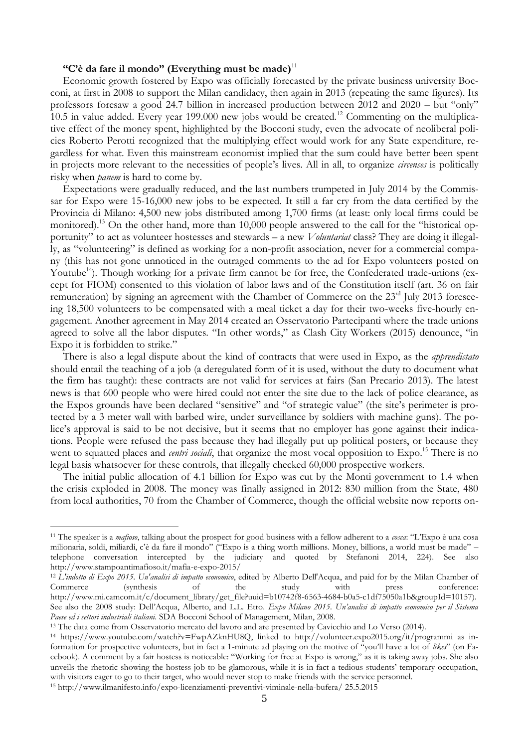### "C'è da fare il mondo" (Everything must be made)[11]

Economic growth fostered by Expo was officially forecasted by the private business university Bocconi, at first in 2008 to support the Milan candidacy, then again in 2013 (repeating the same figures). Its professors foresaw a good 24.7 billion in increased production between 2012 and 2020 – but "only" 10.5 in value added. Every year 199.000 new jobs would be created.[12] Commenting on the multiplicative effect of the money spent, highlighted by the Bocconi study, even the advocate of neoliberal policies Roberto Perotti recognized that the multiplying effect would work for any State expenditure, regardless for what. Even this mainstream economist implied that the sum could have better been spent in projects more relevant to the necessities of people's lives. All in all, to organize *circenses* is politically risky when *panem* is hard to come by.

Expectations were gradually reduced, and the last numbers trumpeted in July 2014 by the Commissar for Expo were 15-16,000 new jobs to be expected. It still a far cry from the data certified by the Provincia di Milano: 4,500 new jobs distributed among 1,700 firms (at least: only local firms could be monitored).[13] On the other hand, more than 10,000 people answered to the call for the "historical opportunity" to act as volunteer hostesses and stewards – a new *Voluntariat* class? They are doing it illegally, as "volunteering" is defined as working for a non-profit association, never for a commercial company (this has not gone unnoticed in the outraged comments to the ad for Expo volunteers posted on Youtube[14]). Though working for a private firm cannot be for free, the Confederated trade-unions (except for FIOM) consented to this violation of labor laws and of the Constitution itself (art. 36 on fair remuneration) by signing an agreement with the Chamber of Commerce on the 23rd July 2013 foreseeing 18,500 volunteers to be compensated with a meal ticket a day for their two-weeks five-hourly engagement. Another agreement in May 2014 created an Osservatorio Partecipanti where the trade unions agreed to solve all the labor disputes. "In other words," as Clash City Workers (2015) denounce, "in Expo it is forbidden to strike."

There is also a legal dispute about the kind of contracts that were used in Expo, as the *apprendistato* should entail the teaching of a job (a deregulated form of it is used, without the duty to document what the firm has taught): these contracts are not valid for services at fairs (San Precario 2013). The latest news is that 600 people who were hired could not enter the site due to the lack of police clearance, as the Expos grounds have been declared "sensitive" and "of strategic value" (the site's perimeter is protected by a 3 meter wall with barbed wire, under surveillance by soldiers with machine guns). The police's approval is said to be not decisive, but it seems that no employer has gone against their indications. People were refused the pass because they had illegally put up political posters, or because they went to squatted places and *centri sociali*, that organize the most vocal opposition to Expo.[15] There is no legal basis whatsoever for these controls, that illegally checked 60,000 prospective workers.

The initial public allocation of 4.1 billion for Expo was cut by the Monti government to 1.4 when the crisis exploded in 2008. The money was finally assigned in 2012: 830 million from the State, 480 from local authorities, 70 from the Chamber of Commerce, though the official website now reports on-

---

[11] The speaker is a *mafioso*, talking about the prospect for good business with a fellow adherent to a *cosca*: "L'Expo è una cosa milionaria, soldi, miliardi, c'è da fare il mondo" ("Expo is a thing worth millions. Money, billions, a world must be made" – telephone conversation intercepted by the judiciary and quoted by Stefanoni 2014, 224). See also http://www.stampoantimafioso.it/mafia-e-expo-2015/

[12] *L'indotto di Expo 2015. Un'analisi di impatto economico*, edited by Alberto Dell'Acqua, and paid for by the Milan Chamber of Commerce (synthesis of the study with press conference: http://www.mi.camcom.it/c/document_library/get_file?uuid=b10742f8-6563-4684-b0a5-c1df75050a1b&groupId=10157). See also the 2008 study: Dell'Acqua, Alberto, and L.L. Etro. *Expo Milano 2015. Un'analisi di impatto economico per il Sistema Paese ed i settori industriali italiani*. SDA Bocconi School of Management, Milan, 2008.

[13] The data come from Osservatorio mercato del lavoro and are presented by Cavicchio and Lo Verso (2014).

[14] https://www.youtube.com/watch?v=FwpAZknHU8Q, linked to http://volunteer.expo2015.org/it/programmi as information for prospective volunteers, but in fact a 1-minute ad playing on the motive of "you'll have a lot of *likes*" (on Facebook). A comment by a fair hostess is noticeable: "Working for free at Expo is wrong," as it is taking away jobs. She also unveils the rhetoric showing the hostess job to be glamorous, while it is in fact a tedious students' temporary occupation, with visitors eager to go to their target, who would never stop to make friends with the service personnel.

[15] http://www.ilmanifesto.info/expo-licenziamenti-preventivi-viminale-nella-bufera/ 25.5.2015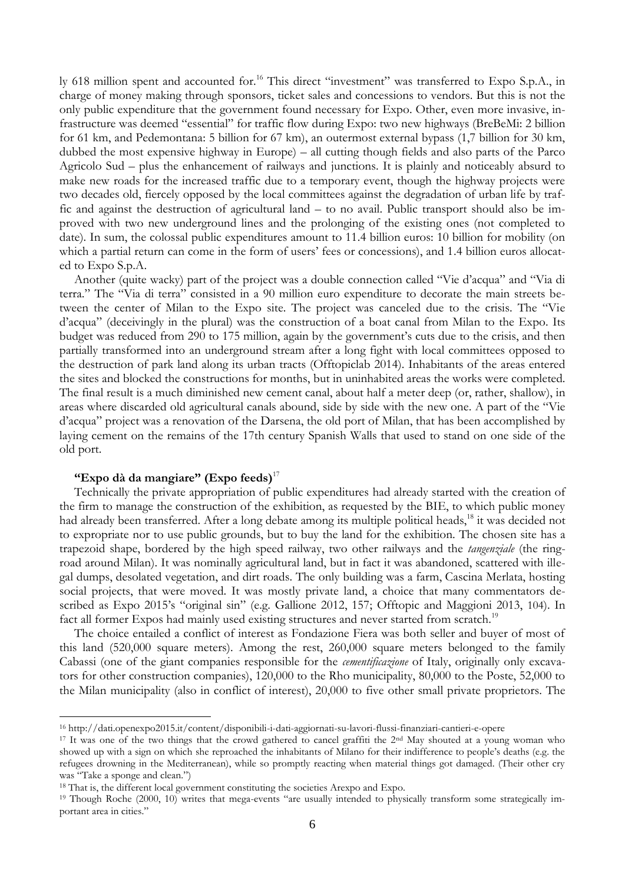ly 618 million spent and accounted for.[16] This direct "investment" was transferred to Expo S.p.A., in charge of money making through sponsors, ticket sales and concessions to vendors. But this is not the only public expenditure that the government found necessary for Expo. Other, even more invasive, infrastructure was deemed "essential" for traffic flow during Expo: two new highways (BreBeMi: 2 billion for 61 km, and Pedemontana: 5 billion for 67 km), an outermost external bypass (1,7 billion for 30 km, dubbed the most expensive highway in Europe) – all cutting though fields and also parts of the Parco Agricolo Sud – plus the enhancement of railways and junctions. It is plainly and noticeably absurd to make new roads for the increased traffic due to a temporary event, though the highway projects were two decades old, fiercely opposed by the local committees against the degradation of urban life by traffic and against the destruction of agricultural land – to no avail. Public transport should also be improved with two new underground lines and the prolonging of the existing ones (not completed to date). In sum, the colossal public expenditures amount to 11.4 billion euros: 10 billion for mobility (on which a partial return can come in the form of users' fees or concessions), and 1.4 billion euros allocated to Expo S.p.A.

Another (quite wacky) part of the project was a double connection called "Vie d'acqua" and "Via di terra." The "Via di terra" consisted in a 90 million euro expenditure to decorate the main streets between the center of Milan to the Expo site. The project was canceled due to the crisis. The "Vie d'acqua" (deceivingly in the plural) was the construction of a boat canal from Milan to the Expo. Its budget was reduced from 290 to 175 million, again by the government's cuts due to the crisis, and then partially transformed into an underground stream after a long fight with local committees opposed to the destruction of park land along its urban tracts (Offtopiclab 2014). Inhabitants of the areas entered the sites and blocked the constructions for months, but in uninhabited areas the works were completed. The final result is a much diminished new cement canal, about half a meter deep (or, rather, shallow), in areas where discarded old agricultural canals abound, side by side with the new one. A part of the "Vie d'acqua" project was a renovation of the Darsena, the old port of Milan, that has been accomplished by laying cement on the remains of the 17th century Spanish Walls that used to stand on one side of the old port.

### "Expo dà da mangiare" (Expo feeds)[17]

Technically the private appropriation of public expenditures had already started with the creation of the firm to manage the construction of the exhibition, as requested by the BIE, to which public money had already been transferred. After a long debate among its multiple political heads,[18] it was decided not to expropriate nor to use public grounds, but to buy the land for the exhibition. The chosen site has a trapezoid shape, bordered by the high speed railway, two other railways and the *tangenziale* (the ring-road around Milan). It was nominally agricultural land, but in fact it was abandoned, scattered with illegal dumps, desolated vegetation, and dirt roads. The only building was a farm, Cascina Merlata, hosting social projects, that were moved. It was mostly private land, a choice that many commentators described as Expo 2015's "original sin" (e.g. Gallione 2012, 157; Offtopic and Maggioni 2013, 104). In fact all former Expos had mainly used existing structures and never started from scratch.[19]

The choice entailed a conflict of interest as Fondazione Fiera was both seller and buyer of most of this land (520,000 square meters). Among the rest, 260,000 square meters belonged to the family Cabassi (one of the giant companies responsible for the *cementificazione* of Italy, originally only excavators for other construction companies), 120,000 to the Rho municipality, 80,000 to the Poste, 52,000 to the Milan municipality (also in conflict of interest), 20,000 to five other small private proprietors. The

---

[16] http://dati.openexpo2015.it/content/disponibili-i-dati-aggiornati-su-lavori-flussi-finanziari-cantieri-e-opere

[17] It was one of the two things that the crowd gathered to cancel graffiti the 2nd May shouted at a young woman who showed up with a sign on which she reproached the inhabitants of Milano for their indifference to people's deaths (e.g. the refugees drowning in the Mediterranean), while so promptly reacting when material things got damaged. (Their other cry was "Take a sponge and clean.")

[18] That is, the different local government constituting the societies Arexpo and Expo.

[19] Though Roche (2000, 10) writes that mega-events "are usually intended to physically transform some strategically important area in cities."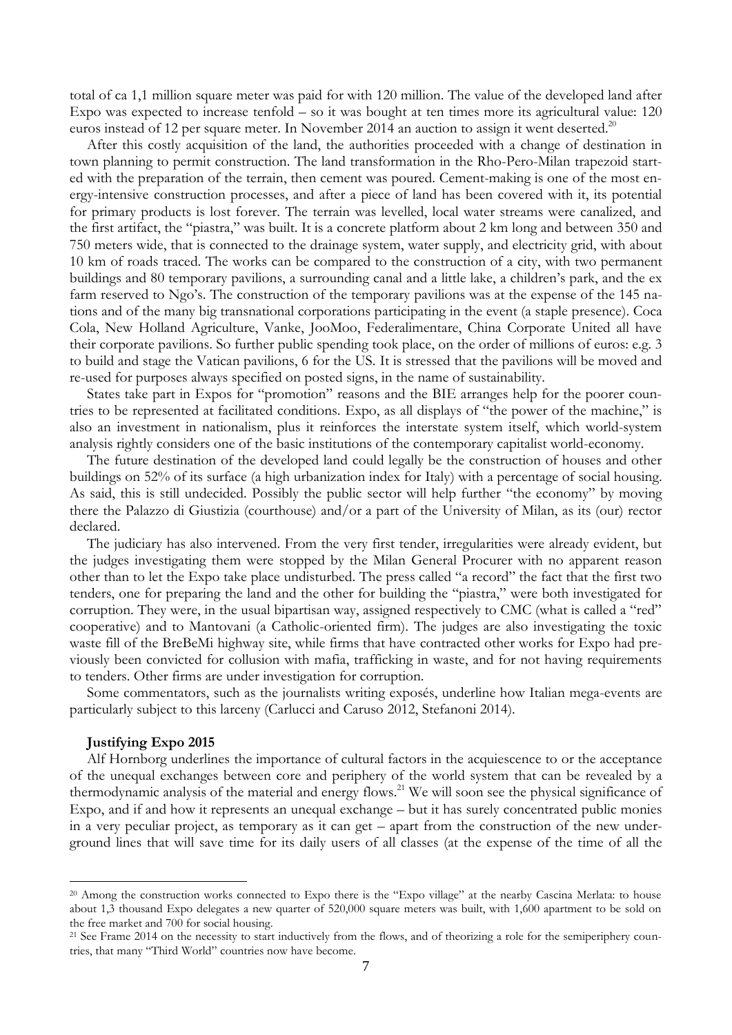total of ca 1,1 million square meter was paid for with 120 million. The value of the developed land after Expo was expected to increase tenfold – so it was bought at ten times more its agricultural value: 120 euros instead of 12 per square meter. In November 2014 an auction to assign it went deserted.[20]

After this costly acquisition of the land, the authorities proceeded with a change of destination in town planning to permit construction. The land transformation in the Rho-Pero-Milan trapezoid started with the preparation of the terrain, then cement was poured. Cement-making is one of the most energy-intensive construction processes, and after a piece of land has been covered with it, its potential for primary products is lost forever. The terrain was levelled, local water streams were canalized, and the first artifact, the "piastra," was built. It is a concrete platform about 2 km long and between 350 and 750 meters wide, that is connected to the drainage system, water supply, and electricity grid, with about 10 km of roads traced. The works can be compared to the construction of a city, with two permanent buildings and 80 temporary pavilions, a surrounding canal and a little lake, a children's park, and the ex farm reserved to Ngo's. The construction of the temporary pavilions was at the expense of the 145 nations and of the many big transnational corporations participating in the event (a staple presence). Coca Cola, New Holland Agriculture, Vanke, JooMoo, Federalimentare, China Corporate United all have their corporate pavilions. So further public spending took place, on the order of millions of euros: e.g. 3 to build and stage the Vatican pavilions, 6 for the US. It is stressed that the pavilions will be moved and re-used for purposes always specified on posted signs, in the name of sustainability.

States take part in Expos for "promotion" reasons and the BIE arranges help for the poorer countries to be represented at facilitated conditions. Expo, as all displays of "the power of the machine," is also an investment in nationalism, plus it reinforces the interstate system itself, which world-system analysis rightly considers one of the basic institutions of the contemporary capitalist world-economy.

The future destination of the developed land could legally be the construction of houses and other buildings on 52% of its surface (a high urbanization index for Italy) with a percentage of social housing. As said, this is still undecided. Possibly the public sector will help further "the economy" by moving there the Palazzo di Giustizia (courthouse) and/or a part of the University of Milan, as its (our) rector declared.

The judiciary has also intervened. From the very first tender, irregularities were already evident, but the judges investigating them were stopped by the Milan General Procurer with no apparent reason other than to let the Expo take place undisturbed. The press called "a record" the fact that the first two tenders, one for preparing the land and the other for building the "piastra," were both investigated for corruption. They were, in the usual bipartisan way, assigned respectively to CMC (what is called a "red" cooperative) and to Mantovani (a Catholic-oriented firm). The judges are also investigating the toxic waste fill of the BreBeMi highway site, while firms that have contracted other works for Expo had previously been convicted for collusion with mafia, trafficking in waste, and for not having requirements to tenders. Other firms are under investigation for corruption.

Some commentators, such as the journalists writing exposés, underline how Italian mega-events are particularly subject to this larceny (Carlucci and Caruso 2012, Stefanoni 2014).

**Justifying Expo 2015**

Alf Hornborg underlines the importance of cultural factors in the acquiescence to or the acceptance of the unequal exchanges between core and periphery of the world system that can be revealed by a thermodynamic analysis of the material and energy flows.[21] We will soon see the physical significance of Expo, and if and how it represents an unequal exchange – but it has surely concentrated public monies in a very peculiar project, as temporary as it can get – apart from the construction of the new underground lines that will save time for its daily users of all classes (at the expense of the time of all the

---

[20] Among the construction works connected to Expo there is the "Expo village" at the nearby Cascina Merlata: to house about 1,3 thousand Expo delegates a new quarter of 520,000 square meters was built, with 1,600 apartment to be sold on the free market and 700 for social housing.

[21] See Frame 2014 on the necessity to start inductively from the flows, and of theorizing a role for the semiperiphery countries, that many "Third World" countries now have become.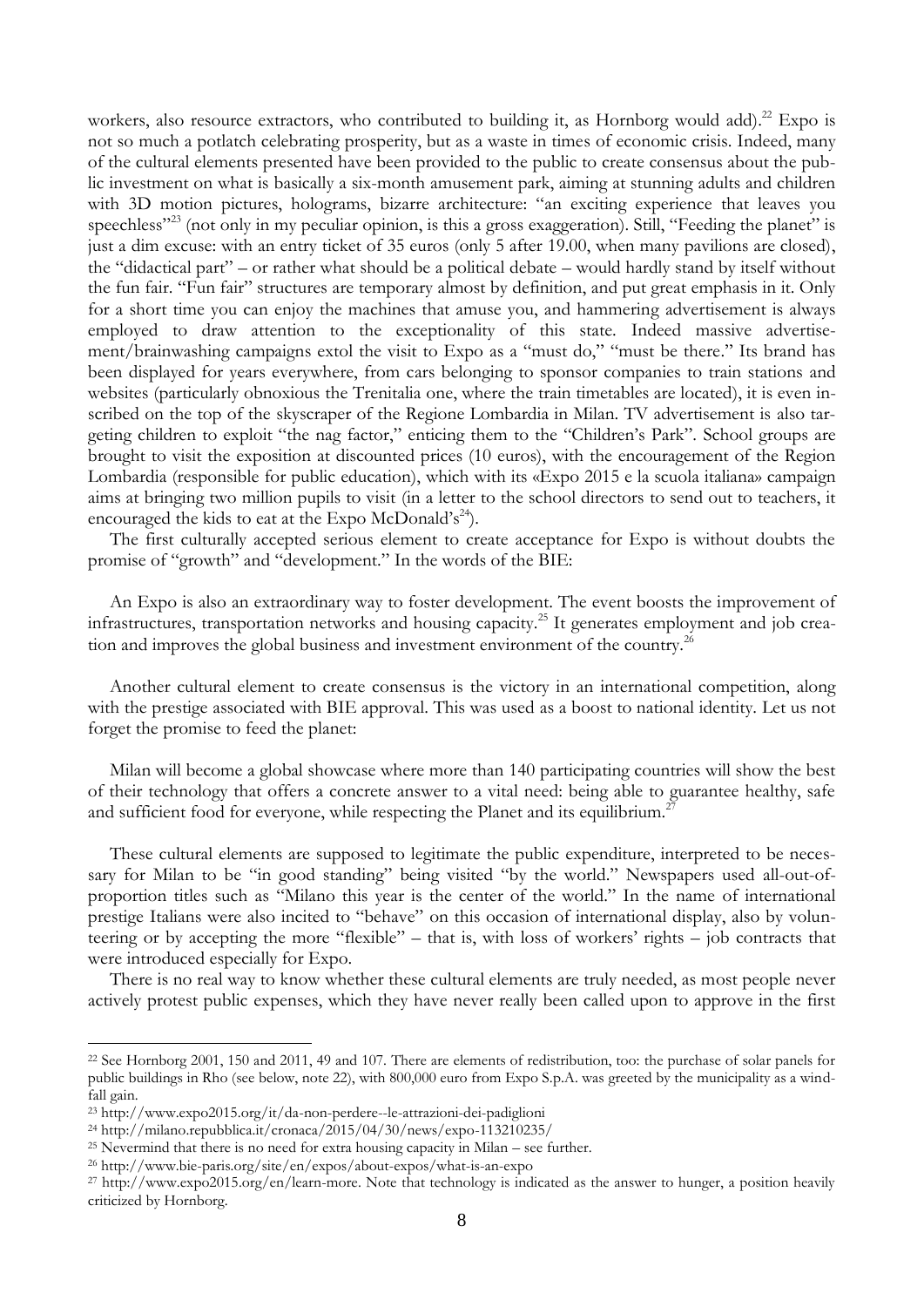workers, also resource extractors, who contributed to building it, as Hornborg would add).[22] Expo is not so much a potlatch celebrating prosperity, but as a waste in times of economic crisis. Indeed, many of the cultural elements presented have been provided to the public to create consensus about the public investment on what is basically a six-month amusement park, aiming at stunning adults and children with 3D motion pictures, holograms, bizarre architecture: "an exciting experience that leaves you speechless"[23] (not only in my peculiar opinion, is this a gross exaggeration). Still, "Feeding the planet" is just a dim excuse: with an entry ticket of 35 euros (only 5 after 19.00, when many pavilions are closed), the "didactical part" – or rather what should be a political debate – would hardly stand by itself without the fun fair. "Fun fair" structures are temporary almost by definition, and put great emphasis in it. Only for a short time you can enjoy the machines that amuse you, and hammering advertisement is always employed to draw attention to the exceptionality of this state. Indeed massive advertisement/brainwashing campaigns extol the visit to Expo as a "must do," "must be there." Its brand has been displayed for years everywhere, from cars belonging to sponsor companies to train stations and websites (particularly obnoxious the Trenitalia one, where the train timetables are located), it is even inscribed on the top of the skyscraper of the Regione Lombardia in Milan. TV advertisement is also targeting children to exploit "the nag factor," enticing them to the "Children's Park". School groups are brought to visit the exposition at discounted prices (10 euros), with the encouragement of the Region Lombardia (responsible for public education), which with its «Expo 2015 e la scuola italiana» campaign aims at bringing two million pupils to visit (in a letter to the school directors to send out to teachers, it encouraged the kids to eat at the Expo McDonald's[24]).

The first culturally accepted serious element to create acceptance for Expo is without doubts the promise of "growth" and "development." In the words of the BIE:

> An Expo is also an extraordinary way to foster development. The event boosts the improvement of infrastructures, transportation networks and housing capacity.[25] It generates employment and job creation and improves the global business and investment environment of the country.[26]

Another cultural element to create consensus is the victory in an international competition, along with the prestige associated with BIE approval. This was used as a boost to national identity. Let us not forget the promise to feed the planet:

> Milan will become a global showcase where more than 140 participating countries will show the best of their technology that offers a concrete answer to a vital need: being able to guarantee healthy, safe and sufficient food for everyone, while respecting the Planet and its equilibrium.[27]

These cultural elements are supposed to legitimate the public expenditure, interpreted to be necessary for Milan to be "in good standing" being visited "by the world." Newspapers used all-out-of-proportion titles such as "Milano this year is the center of the world." In the name of international prestige Italians were also incited to "behave" on this occasion of international display, also by volunteering or by accepting the more "flexible" – that is, with loss of workers' rights – job contracts that were introduced especially for Expo.

There is no real way to know whether these cultural elements are truly needed, as most people never actively protest public expenses, which they have never really been called upon to approve in the first

---

[22] See Hornborg 2001, 150 and 2011, 49 and 107. There are elements of redistribution, too: the purchase of solar panels for public buildings in Rho (see below, note 22), with 800,000 euro from Expo S.p.A. was greeted by the municipality as a windfall gain.

[23] http://www.expo2015.org/it/da-non-perdere--le-attrazioni-dei-padiglioni

[24] http://milano.repubblica.it/cronaca/2015/04/30/news/expo-113210235/

[25] Nevermind that there is no need for extra housing capacity in Milan – see further.

[26] http://www.bie-paris.org/site/en/expos/about-expos/what-is-an-expo

[27] http://www.expo2015.org/en/learn-more. Note that technology is indicated as the answer to hunger, a position heavily criticized by Hornborg.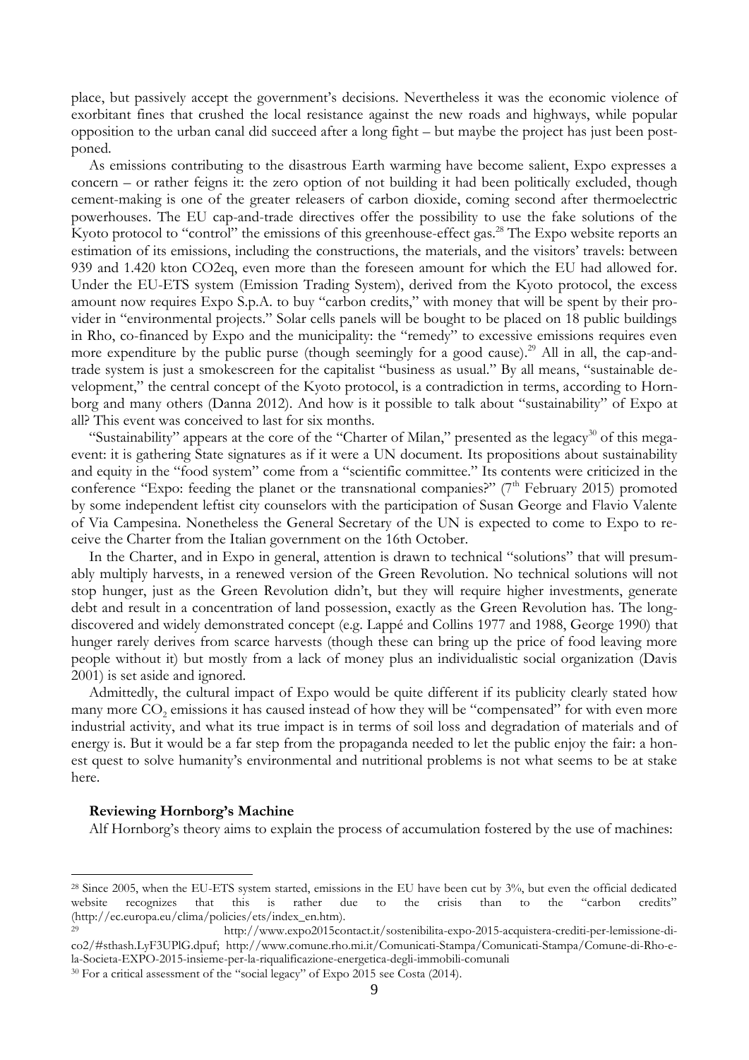place, but passively accept the government's decisions. Nevertheless it was the economic violence of exorbitant fines that crushed the local resistance against the new roads and highways, while popular opposition to the urban canal did succeed after a long fight – but maybe the project has just been postponed.

As emissions contributing to the disastrous Earth warming have become salient, Expo expresses a concern – or rather feigns it: the zero option of not building it had been politically excluded, though cement-making is one of the greater releasers of carbon dioxide, coming second after thermoelectric powerhouses. The EU cap-and-trade directives offer the possibility to use the fake solutions of the Kyoto protocol to "control" the emissions of this greenhouse-effect gas.[28] The Expo website reports an estimation of its emissions, including the constructions, the materials, and the visitors' travels: between 939 and 1.420 kton CO2eq, even more than the foreseen amount for which the EU had allowed for. Under the EU-ETS system (Emission Trading System), derived from the Kyoto protocol, the excess amount now requires Expo S.p.A. to buy "carbon credits," with money that will be spent by their provider in "environmental projects." Solar cells panels will be bought to be placed on 18 public buildings in Rho, co-financed by Expo and the municipality: the "remedy" to excessive emissions requires even more expenditure by the public purse (though seemingly for a good cause).[29] All in all, the cap-and-trade system is just a smokescreen for the capitalist "business as usual." By all means, "sustainable development," the central concept of the Kyoto protocol, is a contradiction in terms, according to Hornborg and many others (Danna 2012). And how is it possible to talk about "sustainability" of Expo at all? This event was conceived to last for six months.

"Sustainability" appears at the core of the "Charter of Milan," presented as the legacy[30] of this mega-event: it is gathering State signatures as if it were a UN document. Its propositions about sustainability and equity in the "food system" come from a "scientific committee." Its contents were criticized in the conference "Expo: feeding the planet or the transnational companies?" (7th February 2015) promoted by some independent leftist city counselors with the participation of Susan George and Flavio Valente of Via Campesina. Nonetheless the General Secretary of the UN is expected to come to Expo to receive the Charter from the Italian government on the 16th October.

In the Charter, and in Expo in general, attention is drawn to technical "solutions" that will presumably multiply harvests, in a renewed version of the Green Revolution. No technical solutions will not stop hunger, just as the Green Revolution didn't, but they will require higher investments, generate debt and result in a concentration of land possession, exactly as the Green Revolution has. The long-discovered and widely demonstrated concept (e.g. Lappé and Collins 1977 and 1988, George 1990) that hunger rarely derives from scarce harvests (though these can bring up the price of food leaving more people without it) but mostly from a lack of money plus an individualistic social organization (Davis 2001) is set aside and ignored.

Admittedly, the cultural impact of Expo would be quite different if its publicity clearly stated how many more $CO_2$ emissions it has caused instead of how they will be "compensated" for with even more industrial activity, and what its true impact is in terms of soil loss and degradation of materials and of energy is. But it would be a far step from the propaganda needed to let the public enjoy the fair: a honest quest to solve humanity's environmental and nutritional problems is not what seems to be at stake here.

**Reviewing Hornborg's Machine**

Alf Hornborg's theory aims to explain the process of accumulation fostered by the use of machines:

---

[28] Since 2005, when the EU-ETS system started, emissions in the EU have been cut by 3%, but even the official dedicated website recognizes that this is rather due to the crisis than to the "carbon credits" (http://ec.europa.eu/clima/policies/ets/index_en.htm).

[29] http://www.expo2015contact.it/sostenibilita-expo-2015-acquistera-crediti-per-lemissione-di-co2/#sthash.LyF3UPlG.dpuf; http://www.comune.rho.mi.it/Comunicati-Stampa/Comunicati-Stampa/Comune-di-Rho-e-la-Societa-EXPO-2015-insieme-per-la-riqualificazione-energetica-degli-immobili-comunali

[30] For a critical assessment of the "social legacy" of Expo 2015 see Costa (2014).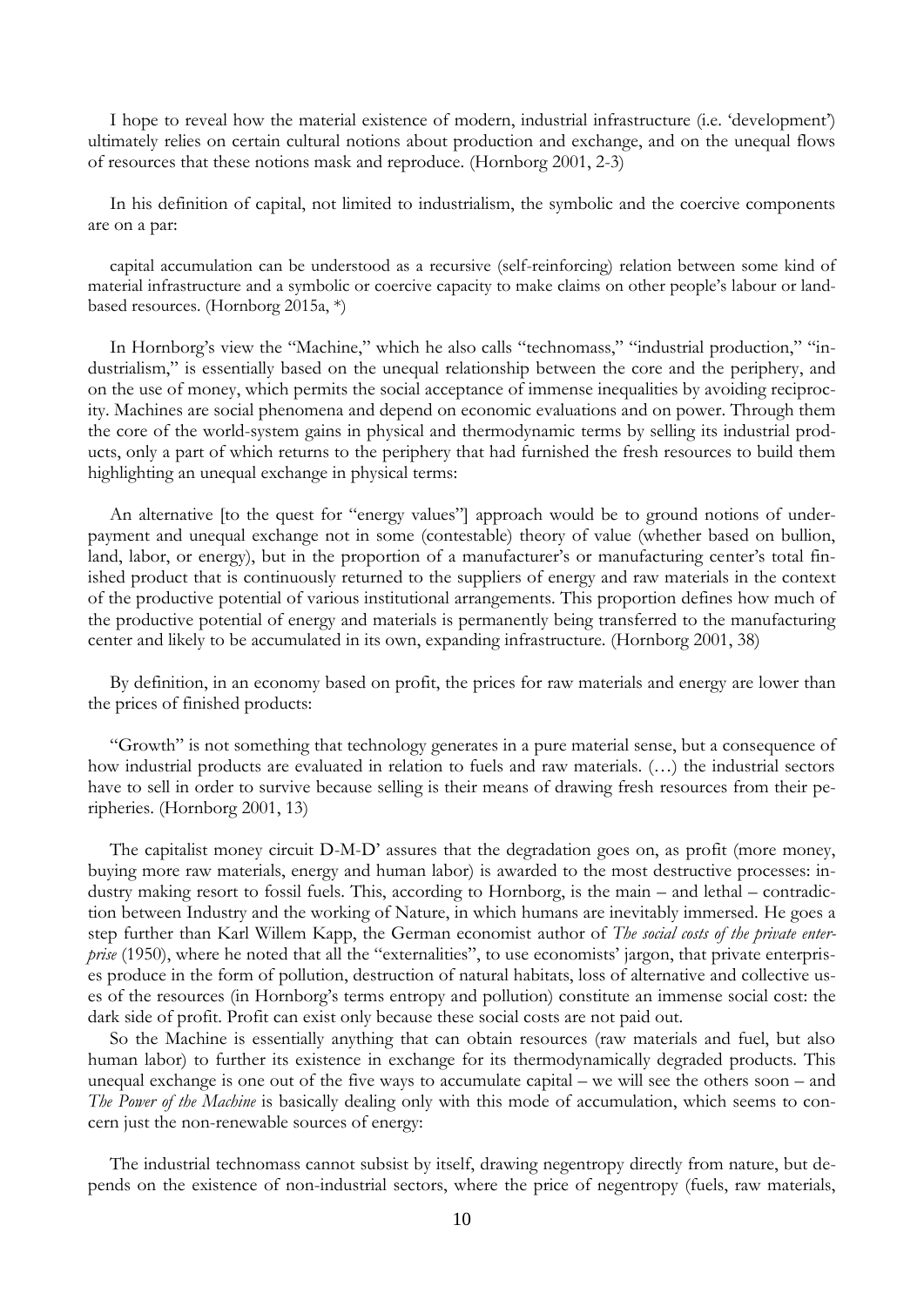I hope to reveal how the material existence of modern, industrial infrastructure (i.e. 'development') ultimately relies on certain cultural notions about production and exchange, and on the unequal flows of resources that these notions mask and reproduce. (Hornborg 2001, 2-3)

In his definition of capital, not limited to industrialism, the symbolic and the coercive components are on a par:

> capital accumulation can be understood as a recursive (self-reinforcing) relation between some kind of material infrastructure and a symbolic or coercive capacity to make claims on other people's labour or land-based resources. (Hornborg 2015a, *)

In Hornborg's view the "Machine," which he also calls "technomass," "industrial production," "industrialism," is essentially based on the unequal relationship between the core and the periphery, and on the use of money, which permits the social acceptance of immense inequalities by avoiding reciprocity. Machines are social phenomena and depend on economic evaluations and on power. Through them the core of the world-system gains in physical and thermodynamic terms by selling its industrial products, only a part of which returns to the periphery that had furnished the fresh resources to build them highlighting an unequal exchange in physical terms:

> An alternative [to the quest for "energy values"] approach would be to ground notions of underpayment and unequal exchange not in some (contestable) theory of value (whether based on bullion, land, labor, or energy), but in the proportion of a manufacturer's or manufacturing center's total finished product that is continuously returned to the suppliers of energy and raw materials in the context of the productive potential of various institutional arrangements. This proportion defines how much of the productive potential of energy and materials is permanently being transferred to the manufacturing center and likely to be accumulated in its own, expanding infrastructure. (Hornborg 2001, 38)

By definition, in an economy based on profit, the prices for raw materials and energy are lower than the prices of finished products:

> "Growth" is not something that technology generates in a pure material sense, but a consequence of how industrial products are evaluated in relation to fuels and raw materials. (…) the industrial sectors have to sell in order to survive because selling is their means of drawing fresh resources from their peripheries. (Hornborg 2001, 13)

The capitalist money circuit D-M-D' assures that the degradation goes on, as profit (more money, buying more raw materials, energy and human labor) is awarded to the most destructive processes: industry making resort to fossil fuels. This, according to Hornborg, is the main – and lethal – contradiction between Industry and the working of Nature, in which humans are inevitably immersed. He goes a step further than Karl Willem Kapp, the German economist author of *The social costs of the private enterprise* (1950), where he noted that all the "externalities", to use economists' jargon, that private enterprises produce in the form of pollution, destruction of natural habitats, loss of alternative and collective uses of the resources (in Hornborg's terms entropy and pollution) constitute an immense social cost: the dark side of profit. Profit can exist only because these social costs are not paid out.

So the Machine is essentially anything that can obtain resources (raw materials and fuel, but also human labor) to further its existence in exchange for its thermodynamically degraded products. This unequal exchange is one out of the five ways to accumulate capital – we will see the others soon – and *The Power of the Machine* is basically dealing only with this mode of accumulation, which seems to concern just the non-renewable sources of energy:

> The industrial technomass cannot subsist by itself, drawing negentropy directly from nature, but depends on the existence of non-industrial sectors, where the price of negentropy (fuels, raw materials,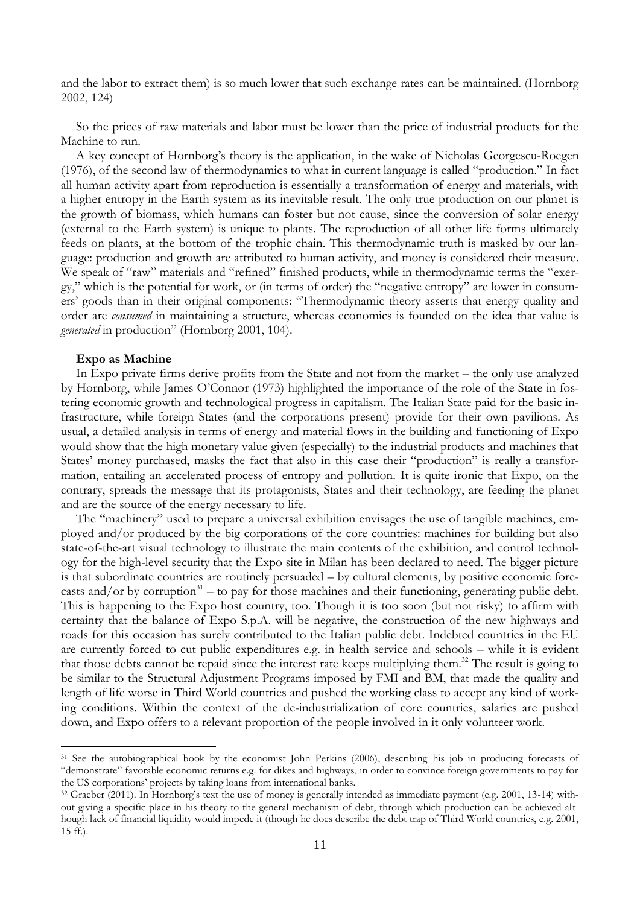and the labor to extract them) is so much lower that such exchange rates can be maintained. (Hornborg 2002, 124)

So the prices of raw materials and labor must be lower than the price of industrial products for the Machine to run.

A key concept of Hornborg's theory is the application, in the wake of Nicholas Georgescu-Roegen (1976), of the second law of thermodynamics to what in current language is called "production." In fact all human activity apart from reproduction is essentially a transformation of energy and materials, with a higher entropy in the Earth system as its inevitable result. The only true production on our planet is the growth of biomass, which humans can foster but not cause, since the conversion of solar energy (external to the Earth system) is unique to plants. The reproduction of all other life forms ultimately feeds on plants, at the bottom of the trophic chain. This thermodynamic truth is masked by our language: production and growth are attributed to human activity, and money is considered their measure. We speak of "raw" materials and "refined" finished products, while in thermodynamic terms the "exergy," which is the potential for work, or (in terms of order) the "negative entropy" are lower in consumers' goods than in their original components: "Thermodynamic theory asserts that energy quality and order are *consumed* in maintaining a structure, whereas economics is founded on the idea that value is *generated* in production" (Hornborg 2001, 104).

**Expo as Machine**

In Expo private firms derive profits from the State and not from the market – the only use analyzed by Hornborg, while James O'Connor (1973) highlighted the importance of the role of the State in fostering economic growth and technological progress in capitalism. The Italian State paid for the basic infrastructure, while foreign States (and the corporations present) provide for their own pavilions. As usual, a detailed analysis in terms of energy and material flows in the building and functioning of Expo would show that the high monetary value given (especially) to the industrial products and machines that States' money purchased, masks the fact that also in this case their "production" is really a transformation, entailing an accelerated process of entropy and pollution. It is quite ironic that Expo, on the contrary, spreads the message that its protagonists, States and their technology, are feeding the planet and are the source of the energy necessary to life.

The "machinery" used to prepare a universal exhibition envisages the use of tangible machines, employed and/or produced by the big corporations of the core countries: machines for building but also state-of-the-art visual technology to illustrate the main contents of the exhibition, and control technology for the high-level security that the Expo site in Milan has been declared to need. The bigger picture is that subordinate countries are routinely persuaded – by cultural elements, by positive economic forecasts and/or by corruption[31] – to pay for those machines and their functioning, generating public debt. This is happening to the Expo host country, too. Though it is too soon (but not risky) to affirm with certainty that the balance of Expo S.p.A. will be negative, the construction of the new highways and roads for this occasion has surely contributed to the Italian public debt. Indebted countries in the EU are currently forced to cut public expenditures e.g. in health service and schools – while it is evident that those debts cannot be repaid since the interest rate keeps multiplying them.[32] The result is going to be similar to the Structural Adjustment Programs imposed by FMI and BM, that made the quality and length of life worse in Third World countries and pushed the working class to accept any kind of working conditions. Within the context of the de-industrialization of core countries, salaries are pushed down, and Expo offers to a relevant proportion of the people involved in it only volunteer work.

---

[31] See the autobiographical book by the economist John Perkins (2006), describing his job in producing forecasts of "demonstrate" favorable economic returns e.g. for dikes and highways, in order to convince foreign governments to pay for the US corporations' projects by taking loans from international banks.

[32] Graeber (2011). In Hornborg's text the use of money is generally intended as immediate payment (e.g. 2001, 13-14) without giving a specific place in his theory to the general mechanism of debt, through which production can be achieved although lack of financial liquidity would impede it (though he does describe the debt trap of Third World countries, e.g. 2001, 15 ff.).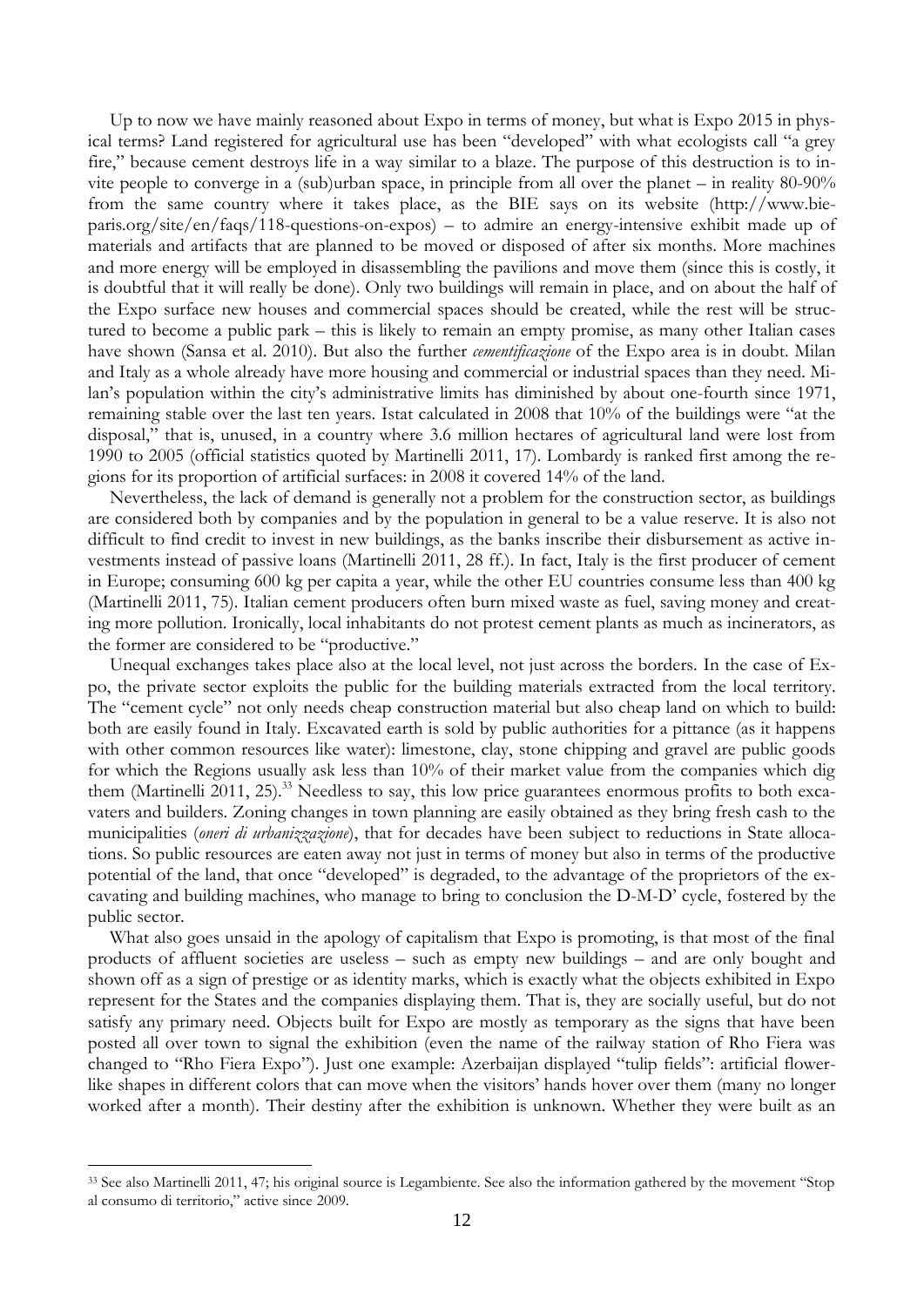Up to now we have mainly reasoned about Expo in terms of money, but what is Expo 2015 in physical terms? Land registered for agricultural use has been "developed" with what ecologists call "a grey fire," because cement destroys life in a way similar to a blaze. The purpose of this destruction is to invite people to converge in a (sub)urban space, in principle from all over the planet – in reality 80-90% from the same country where it takes place, as the BIE says on its website (http://www.bie-paris.org/site/en/faqs/118-questions-on-expos) – to admire an energy-intensive exhibit made up of materials and artifacts that are planned to be moved or disposed of after six months. More machines and more energy will be employed in disassembling the pavilions and move them (since this is costly, it is doubtful that it will really be done). Only two buildings will remain in place, and on about the half of the Expo surface new houses and commercial spaces should be created, while the rest will be structured to become a public park – this is likely to remain an empty promise, as many other Italian cases have shown (Sansa et al. 2010). But also the further *cementificazione* of the Expo area is in doubt. Milan and Italy as a whole already have more housing and commercial or industrial spaces than they need. Milan's population within the city's administrative limits has diminished by about one-fourth since 1971, remaining stable over the last ten years. Istat calculated in 2008 that 10% of the buildings were "at the disposal," that is, unused, in a country where 3.6 million hectares of agricultural land were lost from 1990 to 2005 (official statistics quoted by Martinelli 2011, 17). Lombardy is ranked first among the regions for its proportion of artificial surfaces: in 2008 it covered 14% of the land.

Nevertheless, the lack of demand is generally not a problem for the construction sector, as buildings are considered both by companies and by the population in general to be a value reserve. It is also not difficult to find credit to invest in new buildings, as the banks inscribe their disbursement as active investments instead of passive loans (Martinelli 2011, 28 ff.). In fact, Italy is the first producer of cement in Europe; consuming 600 kg per capita a year, while the other EU countries consume less than 400 kg (Martinelli 2011, 75). Italian cement producers often burn mixed waste as fuel, saving money and creating more pollution. Ironically, local inhabitants do not protest cement plants as much as incinerators, as the former are considered to be "productive."

Unequal exchanges takes place also at the local level, not just across the borders. In the case of Expo, the private sector exploits the public for the building materials extracted from the local territory. The "cement cycle" not only needs cheap construction material but also cheap land on which to build: both are easily found in Italy. Excavated earth is sold by public authorities for a pittance (as it happens with other common resources like water): limestone, clay, stone chipping and gravel are public goods for which the Regions usually ask less than 10% of their market value from the companies which dig them (Martinelli 2011, 25).[33] Needless to say, this low price guarantees enormous profits to both excavaters and builders. Zoning changes in town planning are easily obtained as they bring fresh cash to the municipalities (*oneri di urbanizzazione*), that for decades have been subject to reductions in State allocations. So public resources are eaten away not just in terms of money but also in terms of the productive potential of the land, that once "developed" is degraded, to the advantage of the proprietors of the excavating and building machines, who manage to bring to conclusion the D-M-D' cycle, fostered by the public sector.

What also goes unsaid in the apology of capitalism that Expo is promoting, is that most of the final products of affluent societies are useless – such as empty new buildings – and are only bought and shown off as a sign of prestige or as identity marks, which is exactly what the objects exhibited in Expo represent for the States and the companies displaying them. That is, they are socially useful, but do not satisfy any primary need. Objects built for Expo are mostly as temporary as the signs that have been posted all over town to signal the exhibition (even the name of the railway station of Rho Fiera was changed to "Rho Fiera Expo"). Just one example: Azerbaijan displayed "tulip fields": artificial flower-like shapes in different colors that can move when the visitors' hands hover over them (many no longer worked after a month). Their destiny after the exhibition is unknown. Whether they were built as an

---

[33] See also Martinelli 2011, 47; his original source is Legambiente. See also the information gathered by the movement "Stop al consumo di territorio," active since 2009.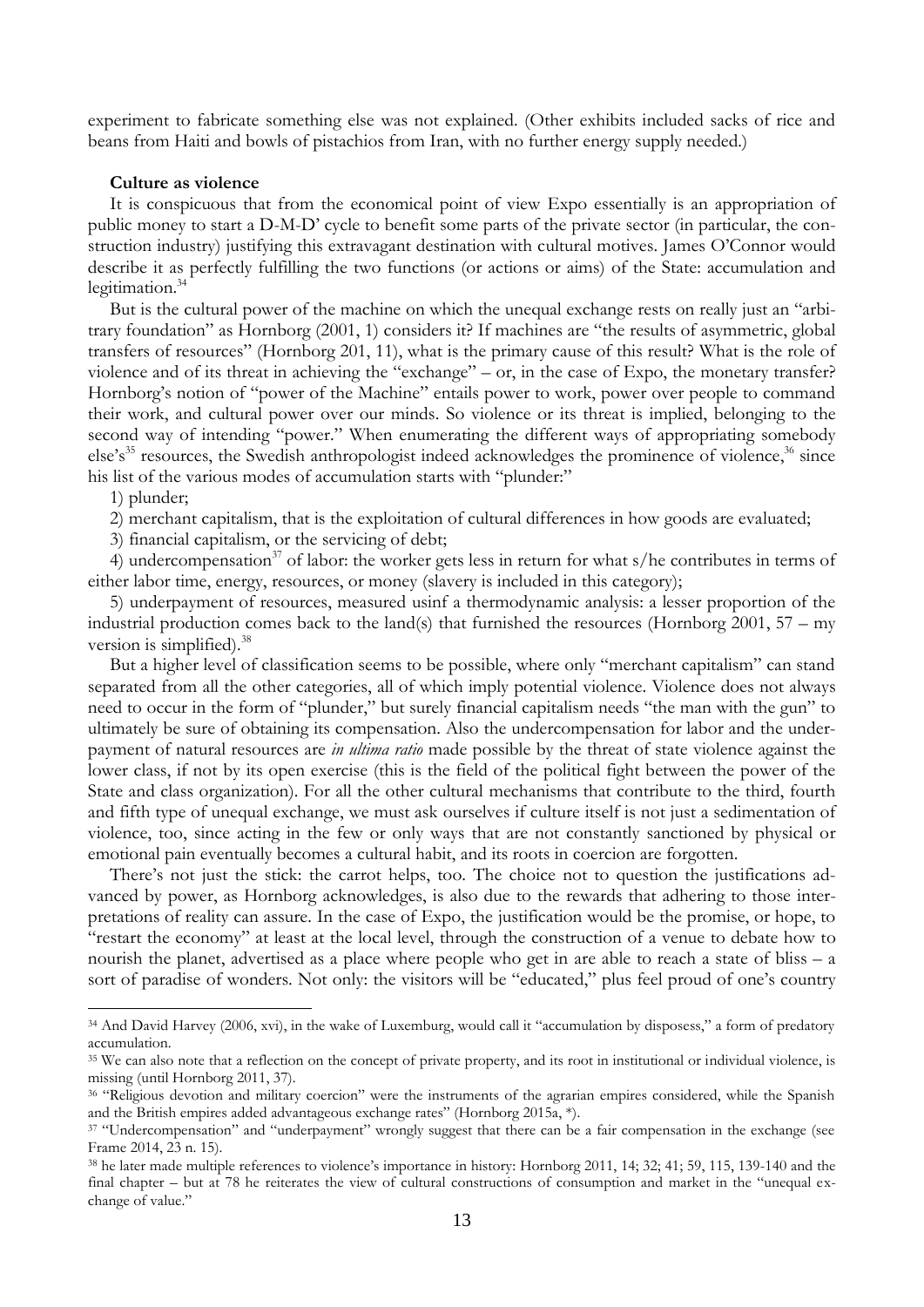experiment to fabricate something else was not explained. (Other exhibits included sacks of rice and beans from Haiti and bowls of pistachios from Iran, with no further energy supply needed.)

**Culture as violence**

It is conspicuous that from the economical point of view Expo essentially is an appropriation of public money to start a D-M-D' cycle to benefit some parts of the private sector (in particular, the construction industry) justifying this extravagant destination with cultural motives. James O'Connor would describe it as perfectly fulfilling the two functions (or actions or aims) of the State: accumulation and legitimation.[34]

But is the cultural power of the machine on which the unequal exchange rests on really just an "arbitrary foundation" as Hornborg (2001, 1) considers it? If machines are "the results of asymmetric, global transfers of resources" (Hornborg 201, 11), what is the primary cause of this result? What is the role of violence and of its threat in achieving the "exchange" – or, in the case of Expo, the monetary transfer? Hornborg's notion of "power of the Machine" entails power to work, power over people to command their work, and cultural power over our minds. So violence or its threat is implied, belonging to the second way of intending "power." When enumerating the different ways of appropriating somebody else's[35] resources, the Swedish anthropologist indeed acknowledges the prominence of violence,[36] since his list of the various modes of accumulation starts with "plunder:"

1) plunder;

2) merchant capitalism, that is the exploitation of cultural differences in how goods are evaluated;

3) financial capitalism, or the servicing of debt;

4) undercompensation[37] of labor: the worker gets less in return for what s/he contributes in terms of either labor time, energy, resources, or money (slavery is included in this category);

5) underpayment of resources, measured usinf a thermodynamic analysis: a lesser proportion of the industrial production comes back to the land(s) that furnished the resources (Hornborg 2001, 57 – my version is simplified).[38]

But a higher level of classification seems to be possible, where only "merchant capitalism" can stand separated from all the other categories, all of which imply potential violence. Violence does not always need to occur in the form of "plunder," but surely financial capitalism needs "the man with the gun" to ultimately be sure of obtaining its compensation. Also the undercompensation for labor and the underpayment of natural resources are *in ultima ratio* made possible by the threat of state violence against the lower class, if not by its open exercise (this is the field of the political fight between the power of the State and class organization). For all the other cultural mechanisms that contribute to the third, fourth and fifth type of unequal exchange, we must ask ourselves if culture itself is not just a sedimentation of violence, too, since acting in the few or only ways that are not constantly sanctioned by physical or emotional pain eventually becomes a cultural habit, and its roots in coercion are forgotten.

There's not just the stick: the carrot helps, too. The choice not to question the justifications advanced by power, as Hornborg acknowledges, is also due to the rewards that adhering to those interpretations of reality can assure. In the case of Expo, the justification would be the promise, or hope, to "restart the economy" at least at the local level, through the construction of a venue to debate how to nourish the planet, advertised as a place where people who get in are able to reach a state of bliss – a sort of paradise of wonders. Not only: the visitors will be "educated," plus feel proud of one's country

---

[34] And David Harvey (2006, xvi), in the wake of Luxemburg, would call it "accumulation by disposess," a form of predatory accumulation.

[35] We can also note that a reflection on the concept of private property, and its root in institutional or individual violence, is missing (until Hornborg 2011, 37).

[36] "Religious devotion and military coercion" were the instruments of the agrarian empires considered, while the Spanish and the British empires added advantageous exchange rates" (Hornborg 2015a, *).

[37] "Undercompensation" and "underpayment" wrongly suggest that there can be a fair compensation in the exchange (see Frame 2014, 23 n. 15).

[38] he later made multiple references to violence's importance in history: Hornborg 2011, 14; 32; 41; 59, 115, 139-140 and the final chapter – but at 78 he reiterates the view of cultural constructions of consumption and market in the "unequal exchange of value."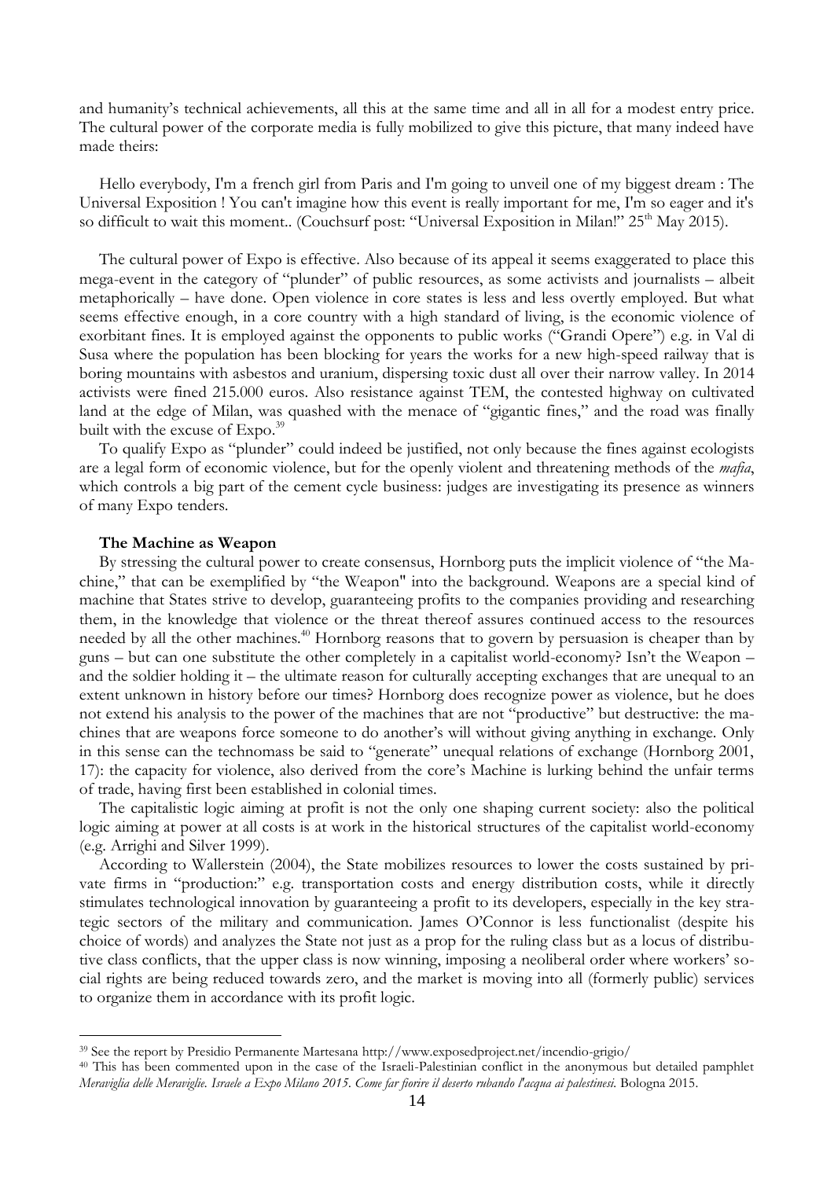and humanity's technical achievements, all this at the same time and all in all for a modest entry price. The cultural power of the corporate media is fully mobilized to give this picture, that many indeed have made theirs:

Hello everybody, I'm a french girl from Paris and I'm going to unveil one of my biggest dream : The Universal Exposition ! You can't imagine how this event is really important for me, I'm so eager and it's so difficult to wait this moment.. (Couchsurf post: "Universal Exposition in Milan!" 25th May 2015).

The cultural power of Expo is effective. Also because of its appeal it seems exaggerated to place this mega-event in the category of "plunder" of public resources, as some activists and journalists – albeit metaphorically – have done. Open violence in core states is less and less overtly employed. But what seems effective enough, in a core country with a high standard of living, is the economic violence of exorbitant fines. It is employed against the opponents to public works ("Grandi Opere") e.g. in Val di Susa where the population has been blocking for years the works for a new high-speed railway that is boring mountains with asbestos and uranium, dispersing toxic dust all over their narrow valley. In 2014 activists were fined 215.000 euros. Also resistance against TEM, the contested highway on cultivated land at the edge of Milan, was quashed with the menace of "gigantic fines," and the road was finally built with the excuse of Expo.[39]

To qualify Expo as "plunder" could indeed be justified, not only because the fines against ecologists are a legal form of economic violence, but for the openly violent and threatening methods of the *mafia*, which controls a big part of the cement cycle business: judges are investigating its presence as winners of many Expo tenders.

**The Machine as Weapon**

By stressing the cultural power to create consensus, Hornborg puts the implicit violence of "the Machine," that can be exemplified by "the Weapon" into the background. Weapons are a special kind of machine that States strive to develop, guaranteeing profits to the companies providing and researching them, in the knowledge that violence or the threat thereof assures continued access to the resources needed by all the other machines.[40] Hornborg reasons that to govern by persuasion is cheaper than by guns – but can one substitute the other completely in a capitalist world-economy? Isn't the Weapon – and the soldier holding it – the ultimate reason for culturally accepting exchanges that are unequal to an extent unknown in history before our times? Hornborg does recognize power as violence, but he does not extend his analysis to the power of the machines that are not "productive" but destructive: the machines that are weapons force someone to do another's will without giving anything in exchange. Only in this sense can the technomass be said to "generate" unequal relations of exchange (Hornborg 2001, 17): the capacity for violence, also derived from the core's Machine is lurking behind the unfair terms of trade, having first been established in colonial times.

The capitalistic logic aiming at profit is not the only one shaping current society: also the political logic aiming at power at all costs is at work in the historical structures of the capitalist world-economy (e.g. Arrighi and Silver 1999).

According to Wallerstein (2004), the State mobilizes resources to lower the costs sustained by private firms in "production:" e.g. transportation costs and energy distribution costs, while it directly stimulates technological innovation by guaranteeing a profit to its developers, especially in the key strategic sectors of the military and communication. James O'Connor is less functionalist (despite his choice of words) and analyzes the State not just as a prop for the ruling class but as a locus of distributive class conflicts, that the upper class is now winning, imposing a neoliberal order where workers' social rights are being reduced towards zero, and the market is moving into all (formerly public) services to organize them in accordance with its profit logic.

---

[39] See the report by Presidio Permanente Martesana http://www.exposedproject.net/incendio-grigio/

[40] This has been commented upon in the case of the Israeli-Palestinian conflict in the anonymous but detailed pamphlet *Meraviglia delle Meraviglie. Israele a Expo Milano 2015. Come far fiorire il deserto rubando l'acqua ai palestinesi*. Bologna 2015.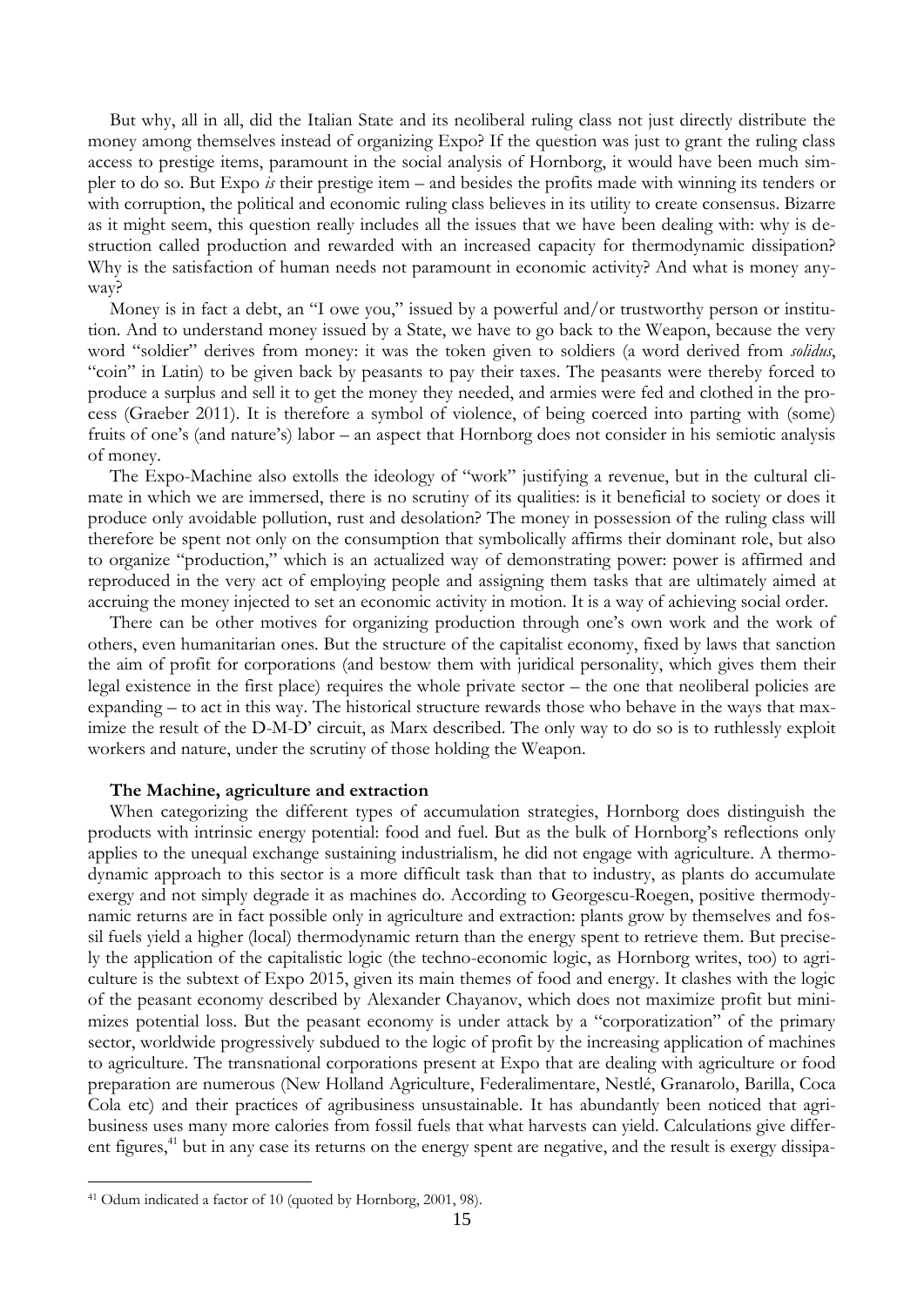But why, all in all, did the Italian State and its neoliberal ruling class not just directly distribute the money among themselves instead of organizing Expo? If the question was just to grant the ruling class access to prestige items, paramount in the social analysis of Hornborg, it would have been much simpler to do so. But Expo *is* their prestige item – and besides the profits made with winning its tenders or with corruption, the political and economic ruling class believes in its utility to create consensus. Bizarre as it might seem, this question really includes all the issues that we have been dealing with: why is destruction called production and rewarded with an increased capacity for thermodynamic dissipation? Why is the satisfaction of human needs not paramount in economic activity? And what is money anyway?

Money is in fact a debt, an "I owe you," issued by a powerful and/or trustworthy person or institution. And to understand money issued by a State, we have to go back to the Weapon, because the very word "soldier" derives from money: it was the token given to soldiers (a word derived from *solidus*, "coin" in Latin) to be given back by peasants to pay their taxes. The peasants were thereby forced to produce a surplus and sell it to get the money they needed, and armies were fed and clothed in the process (Graeber 2011). It is therefore a symbol of violence, of being coerced into parting with (some) fruits of one's (and nature's) labor – an aspect that Hornborg does not consider in his semiotic analysis of money.

The Expo-Machine also extolls the ideology of "work" justifying a revenue, but in the cultural climate in which we are immersed, there is no scrutiny of its qualities: is it beneficial to society or does it produce only avoidable pollution, rust and desolation? The money in possession of the ruling class will therefore be spent not only on the consumption that symbolically affirms their dominant role, but also to organize "production," which is an actualized way of demonstrating power: power is affirmed and reproduced in the very act of employing people and assigning them tasks that are ultimately aimed at accruing the money injected to set an economic activity in motion. It is a way of achieving social order.

There can be other motives for organizing production through one's own work and the work of others, even humanitarian ones. But the structure of the capitalist economy, fixed by laws that sanction the aim of profit for corporations (and bestow them with juridical personality, which gives them their legal existence in the first place) requires the whole private sector – the one that neoliberal policies are expanding – to act in this way. The historical structure rewards those who behave in the ways that maximize the result of the D-M-D' circuit, as Marx described. The only way to do so is to ruthlessly exploit workers and nature, under the scrutiny of those holding the Weapon.

**The Machine, agriculture and extraction**

When categorizing the different types of accumulation strategies, Hornborg does distinguish the products with intrinsic energy potential: food and fuel. But as the bulk of Hornborg's reflections only applies to the unequal exchange sustaining industrialism, he did not engage with agriculture. A thermodynamic approach to this sector is a more difficult task than that to industry, as plants do accumulate exergy and not simply degrade it as machines do. According to Georgescu-Roegen, positive thermodynamic returns are in fact possible only in agriculture and extraction: plants grow by themselves and fossil fuels yield a higher (local) thermodynamic return than the energy spent to retrieve them. But precisely the application of the capitalistic logic (the techno-economic logic, as Hornborg writes, too) to agriculture is the subtext of Expo 2015, given its main themes of food and energy. It clashes with the logic of the peasant economy described by Alexander Chayanov, which does not maximize profit but minimizes potential loss. But the peasant economy is under attack by a "corporatization" of the primary sector, worldwide progressively subdued to the logic of profit by the increasing application of machines to agriculture. The transnational corporations present at Expo that are dealing with agriculture or food preparation are numerous (New Holland Agriculture, Federalimentare, Nestlé, Granarolo, Barilla, Coca Cola etc) and their practices of agribusiness unsustainable. It has abundantly been noticed that agribusiness uses many more calories from fossil fuels that what harvests can yield. Calculations give different figures,[41] but in any case its returns on the energy spent are negative, and the result is exergy dissipa-

[41] Odum indicated a factor of 10 (quoted by Hornborg, 2001, 98).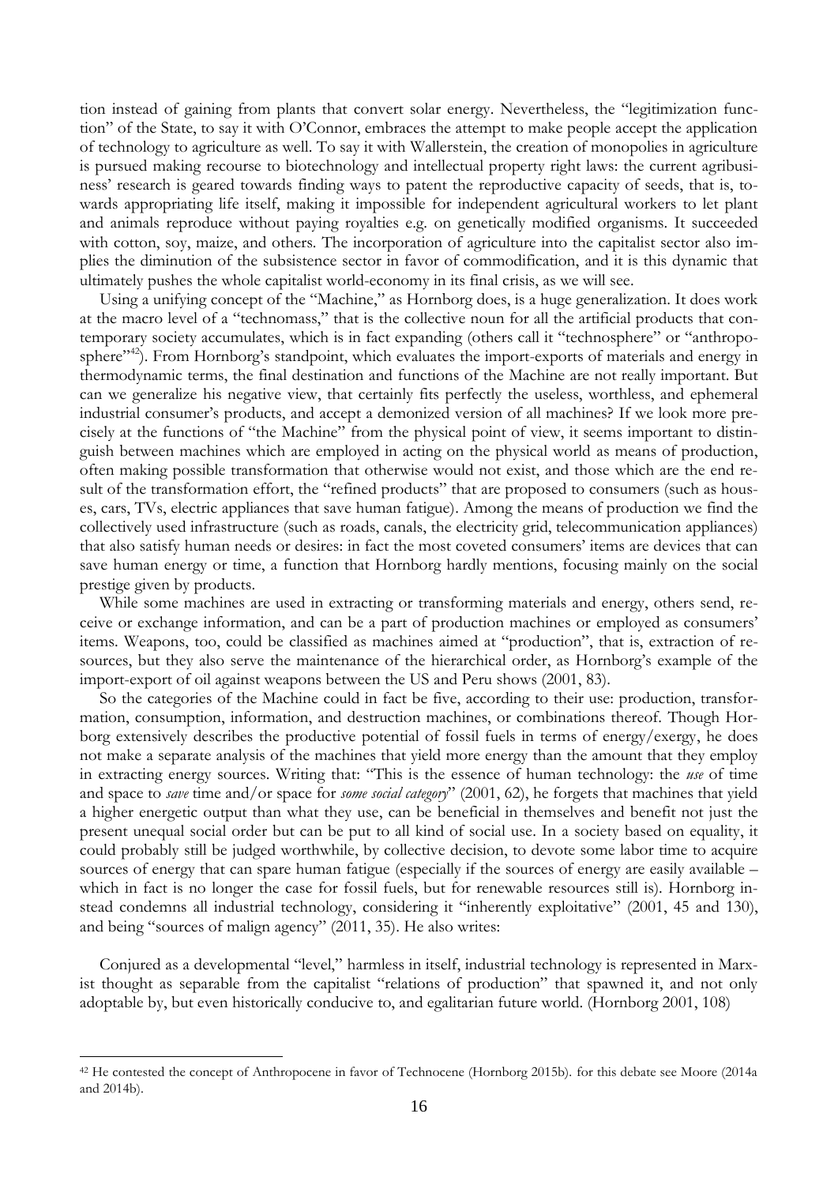tion instead of gaining from plants that convert solar energy. Nevertheless, the "legitimization function" of the State, to say it with O'Connor, embraces the attempt to make people accept the application of technology to agriculture as well. To say it with Wallerstein, the creation of monopolies in agriculture is pursued making recourse to biotechnology and intellectual property right laws: the current agribusiness' research is geared towards finding ways to patent the reproductive capacity of seeds, that is, towards appropriating life itself, making it impossible for independent agricultural workers to let plant and animals reproduce without paying royalties e.g. on genetically modified organisms. It succeeded with cotton, soy, maize, and others. The incorporation of agriculture into the capitalist sector also implies the diminution of the subsistence sector in favor of commodification, and it is this dynamic that ultimately pushes the whole capitalist world-economy in its final crisis, as we will see.

Using a unifying concept of the "Machine," as Hornborg does, is a huge generalization. It does work at the macro level of a "technomass," that is the collective noun for all the artificial products that contemporary society accumulates, which is in fact expanding (others call it "technosphere" or "anthroposphere"[42]). From Hornborg's standpoint, which evaluates the import-exports of materials and energy in thermodynamic terms, the final destination and functions of the Machine are not really important. But can we generalize his negative view, that certainly fits perfectly the useless, worthless, and ephemeral industrial consumer's products, and accept a demonized version of all machines? If we look more precisely at the functions of "the Machine" from the physical point of view, it seems important to distinguish between machines which are employed in acting on the physical world as means of production, often making possible transformation that otherwise would not exist, and those which are the end result of the transformation effort, the "refined products" that are proposed to consumers (such as houses, cars, TVs, electric appliances that save human fatigue). Among the means of production we find the collectively used infrastructure (such as roads, canals, the electricity grid, telecommunication appliances) that also satisfy human needs or desires: in fact the most coveted consumers' items are devices that can save human energy or time, a function that Hornborg hardly mentions, focusing mainly on the social prestige given by products.

While some machines are used in extracting or transforming materials and energy, others send, receive or exchange information, and can be a part of production machines or employed as consumers' items. Weapons, too, could be classified as machines aimed at "production", that is, extraction of resources, but they also serve the maintenance of the hierarchical order, as Hornborg's example of the import-export of oil against weapons between the US and Peru shows (2001, 83).

So the categories of the Machine could in fact be five, according to their use: production, transformation, consumption, information, and destruction machines, or combinations thereof. Though Horborg extensively describes the productive potential of fossil fuels in terms of energy/exergy, he does not make a separate analysis of the machines that yield more energy than the amount that they employ in extracting energy sources. Writing that: "This is the essence of human technology: the *use* of time and space to *save* time and/or space for *some social category*" (2001, 62), he forgets that machines that yield a higher energetic output than what they use, can be beneficial in themselves and benefit not just the present unequal social order but can be put to all kind of social use. In a society based on equality, it could probably still be judged worthwhile, by collective decision, to devote some labor time to acquire sources of energy that can spare human fatigue (especially if the sources of energy are easily available – which in fact is no longer the case for fossil fuels, but for renewable resources still is). Hornborg instead condemns all industrial technology, considering it "inherently exploitative" (2001, 45 and 130), and being "sources of malign agency" (2011, 35). He also writes:

> Conjured as a developmental "level," harmless in itself, industrial technology is represented in Marxist thought as separable from the capitalist "relations of production" that spawned it, and not only adoptable by, but even historically conducive to, and egalitarian future world. (Hornborg 2001, 108)

[42] He contested the concept of Anthropocene in favor of Technocene (Hornborg 2015b). for this debate see Moore (2014a and 2014b).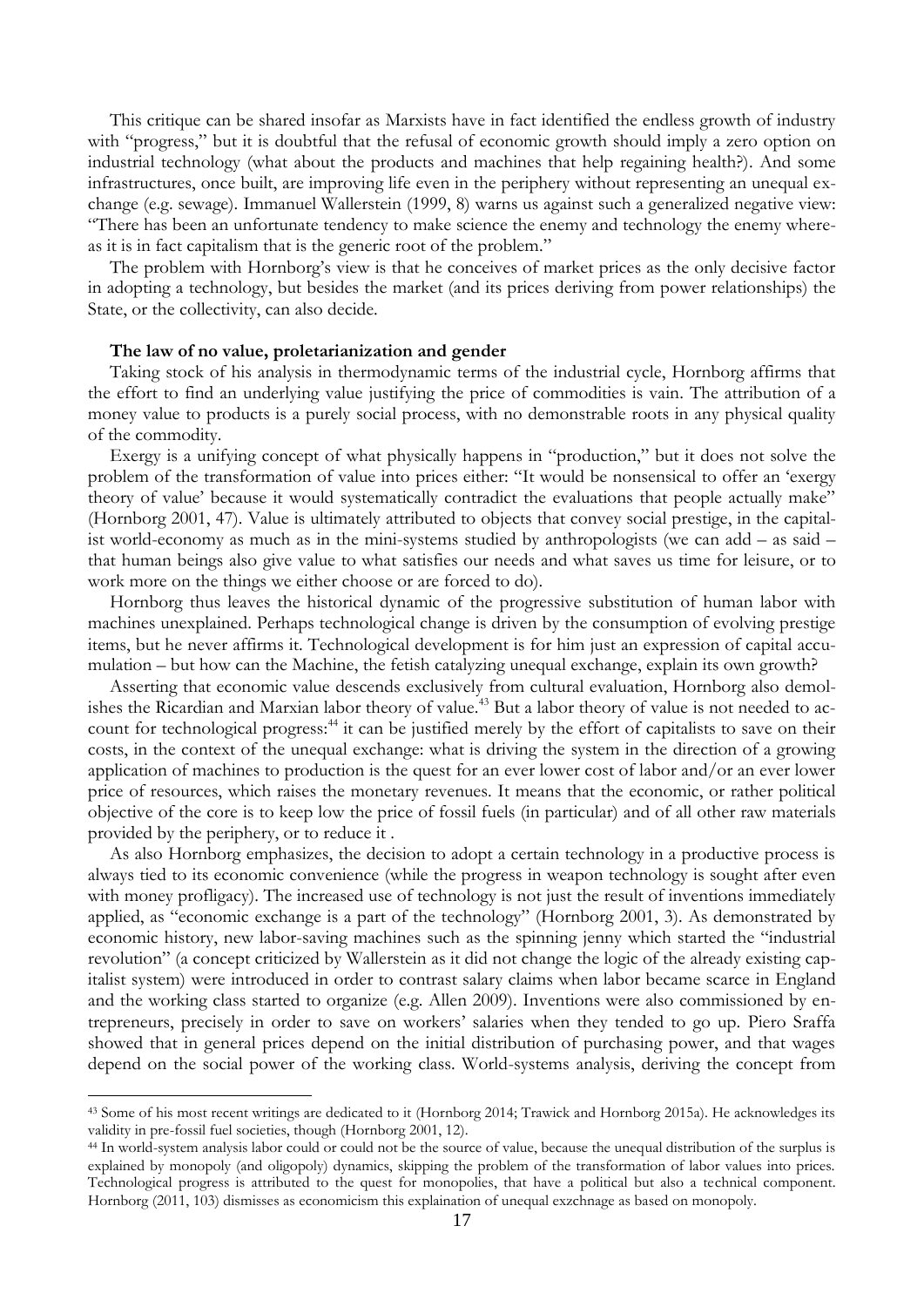This critique can be shared insofar as Marxists have in fact identified the endless growth of industry with "progress," but it is doubtful that the refusal of economic growth should imply a zero option on industrial technology (what about the products and machines that help regaining health?). And some infrastructures, once built, are improving life even in the periphery without representing an unequal exchange (e.g. sewage). Immanuel Wallerstein (1999, 8) warns us against such a generalized negative view: "There has been an unfortunate tendency to make science the enemy and technology the enemy whereas it is in fact capitalism that is the generic root of the problem."

The problem with Hornborg's view is that he conceives of market prices as the only decisive factor in adopting a technology, but besides the market (and its prices deriving from power relationships) the State, or the collectivity, can also decide.

**The law of no value, proletarianization and gender**

Taking stock of his analysis in thermodynamic terms of the industrial cycle, Hornborg affirms that the effort to find an underlying value justifying the price of commodities is vain. The attribution of a money value to products is a purely social process, with no demonstrable roots in any physical quality of the commodity.

Exergy is a unifying concept of what physically happens in "production," but it does not solve the problem of the transformation of value into prices either: "It would be nonsensical to offer an 'exergy theory of value' because it would systematically contradict the evaluations that people actually make" (Hornborg 2001, 47). Value is ultimately attributed to objects that convey social prestige, in the capitalist world-economy as much as in the mini-systems studied by anthropologists (we can add – as said – that human beings also give value to what satisfies our needs and what saves us time for leisure, or to work more on the things we either choose or are forced to do).

Hornborg thus leaves the historical dynamic of the progressive substitution of human labor with machines unexplained. Perhaps technological change is driven by the consumption of evolving prestige items, but he never affirms it. Technological development is for him just an expression of capital accumulation – but how can the Machine, the fetish catalyzing unequal exchange, explain its own growth?

Asserting that economic value descends exclusively from cultural evaluation, Hornborg also demolishes the Ricardian and Marxian labor theory of value.[43] But a labor theory of value is not needed to account for technological progress:[44] it can be justified merely by the effort of capitalists to save on their costs, in the context of the unequal exchange: what is driving the system in the direction of a growing application of machines to production is the quest for an ever lower cost of labor and/or an ever lower price of resources, which raises the monetary revenues. It means that the economic, or rather political objective of the core is to keep low the price of fossil fuels (in particular) and of all other raw materials provided by the periphery, or to reduce it .

As also Hornborg emphasizes, the decision to adopt a certain technology in a productive process is always tied to its economic convenience (while the progress in weapon technology is sought after even with money profligacy). The increased use of technology is not just the result of inventions immediately applied, as "economic exchange is a part of the technology" (Hornborg 2001, 3). As demonstrated by economic history, new labor-saving machines such as the spinning jenny which started the "industrial revolution" (a concept criticized by Wallerstein as it did not change the logic of the already existing capitalist system) were introduced in order to contrast salary claims when labor became scarce in England and the working class started to organize (e.g. Allen 2009). Inventions were also commissioned by entrepreneurs, precisely in order to save on workers' salaries when they tended to go up. Piero Sraffa showed that in general prices depend on the initial distribution of purchasing power, and that wages depend on the social power of the working class. World-systems analysis, deriving the concept from

---

[43] Some of his most recent writings are dedicated to it (Hornborg 2014; Trawick and Hornborg 2015a). He acknowledges its validity in pre-fossil fuel societies, though (Hornborg 2001, 12).

[44] In world-system analysis labor could or could not be the source of value, because the unequal distribution of the surplus is explained by monopoly (and oligopoly) dynamics, skipping the problem of the transformation of labor values into prices. Technological progress is attributed to the quest for monopolies, that have a political but also a technical component. Hornborg (2011, 103) dismisses as economicism this explaination of unequal exzchnage as based on monopoly.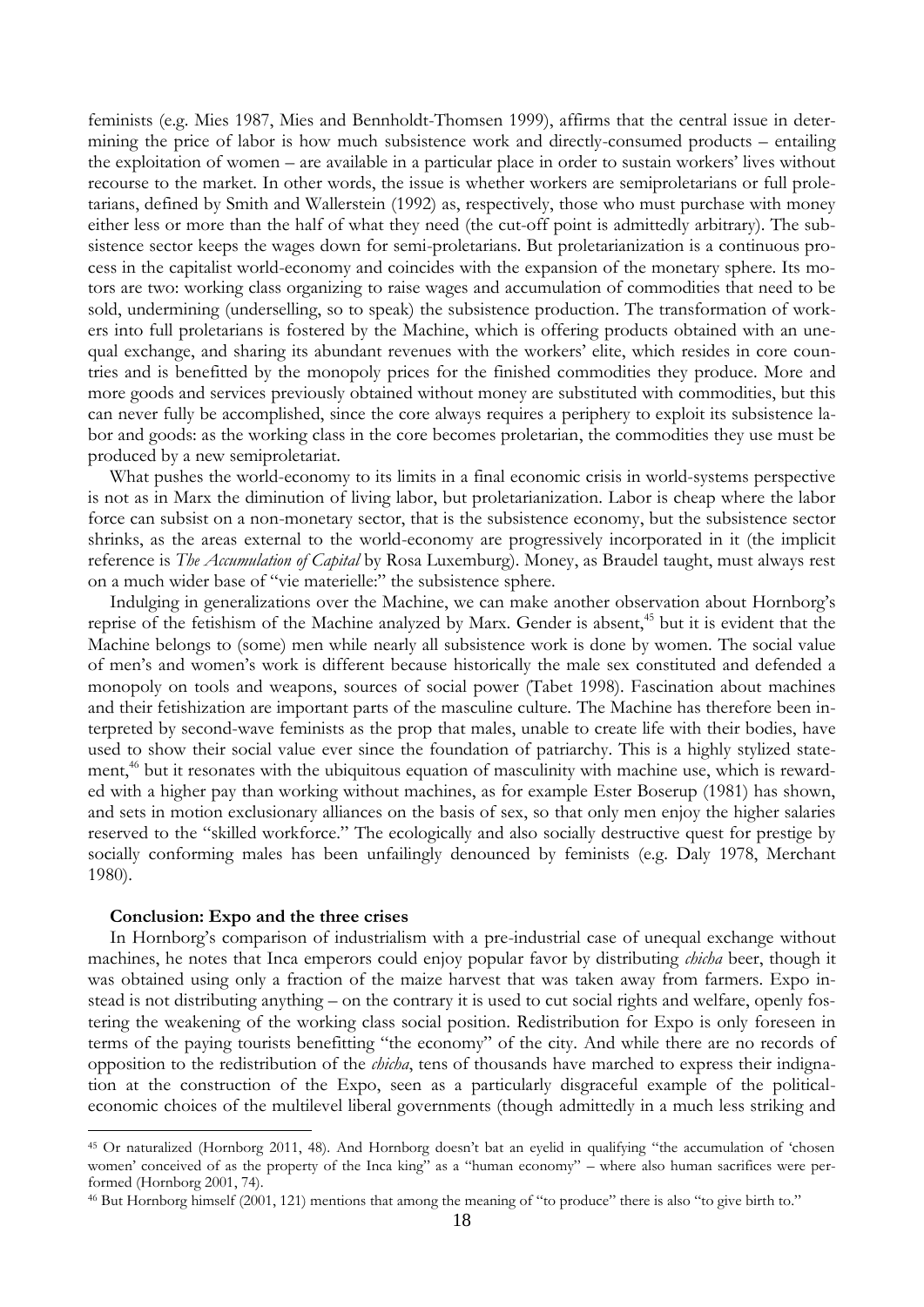feminists (e.g. Mies 1987, Mies and Bennholdt-Thomsen 1999), affirms that the central issue in determining the price of labor is how much subsistence work and directly-consumed products – entailing the exploitation of women – are available in a particular place in order to sustain workers' lives without recourse to the market. In other words, the issue is whether workers are semiproletarians or full proletarians, defined by Smith and Wallerstein (1992) as, respectively, those who must purchase with money either less or more than the half of what they need (the cut-off point is admittedly arbitrary). The subsistence sector keeps the wages down for semi-proletarians. But proletarianization is a continuous process in the capitalist world-economy and coincides with the expansion of the monetary sphere. Its motors are two: working class organizing to raise wages and accumulation of commodities that need to be sold, undermining (underselling, so to speak) the subsistence production. The transformation of workers into full proletarians is fostered by the Machine, which is offering products obtained with an unequal exchange, and sharing its abundant revenues with the workers' elite, which resides in core countries and is benefitted by the monopoly prices for the finished commodities they produce. More and more goods and services previously obtained without money are substituted with commodities, but this can never fully be accomplished, since the core always requires a periphery to exploit its subsistence labor and goods: as the working class in the core becomes proletarian, the commodities they use must be produced by a new semiproletariat.

What pushes the world-economy to its limits in a final economic crisis in world-systems perspective is not as in Marx the diminution of living labor, but proletarianization. Labor is cheap where the labor force can subsist on a non-monetary sector, that is the subsistence economy, but the subsistence sector shrinks, as the areas external to the world-economy are progressively incorporated in it (the implicit reference is *The Accumulation of Capital* by Rosa Luxemburg). Money, as Braudel taught, must always rest on a much wider base of "vie materielle:" the subsistence sphere.

Indulging in generalizations over the Machine, we can make another observation about Hornborg's reprise of the fetishism of the Machine analyzed by Marx. Gender is absent,[45] but it is evident that the Machine belongs to (some) men while nearly all subsistence work is done by women. The social value of men's and women's work is different because historically the male sex constituted and defended a monopoly on tools and weapons, sources of social power (Tabet 1998). Fascination about machines and their fetishization are important parts of the masculine culture. The Machine has therefore been interpreted by second-wave feminists as the prop that males, unable to create life with their bodies, have used to show their social value ever since the foundation of patriarchy. This is a highly stylized statement,[46] but it resonates with the ubiquitous equation of masculinity with machine use, which is rewarded with a higher pay than working without machines, as for example Ester Boserup (1981) has shown, and sets in motion exclusionary alliances on the basis of sex, so that only men enjoy the higher salaries reserved to the "skilled workforce." The ecologically and also socially destructive quest for prestige by socially conforming males has been unfailingly denounced by feminists (e.g. Daly 1978, Merchant 1980).

**Conclusion: Expo and the three crises**

In Hornborg's comparison of industrialism with a pre-industrial case of unequal exchange without machines, he notes that Inca emperors could enjoy popular favor by distributing *chicha* beer, though it was obtained using only a fraction of the maize harvest that was taken away from farmers. Expo instead is not distributing anything – on the contrary it is used to cut social rights and welfare, openly fostering the weakening of the working class social position. Redistribution for Expo is only foreseen in terms of the paying tourists benefitting "the economy" of the city. And while there are no records of opposition to the redistribution of the *chicha*, tens of thousands have marched to express their indignation at the construction of the Expo, seen as a particularly disgraceful example of the political-economic choices of the multilevel liberal governments (though admittedly in a much less striking and

---

[45] Or naturalized (Hornborg 2011, 48). And Hornborg doesn't bat an eyelid in qualifying "the accumulation of 'chosen women' conceived of as the property of the Inca king" as a "human economy" – where also human sacrifices were performed (Hornborg 2001, 74).

[46] But Hornborg himself (2001, 121) mentions that among the meaning of "to produce" there is also "to give birth to."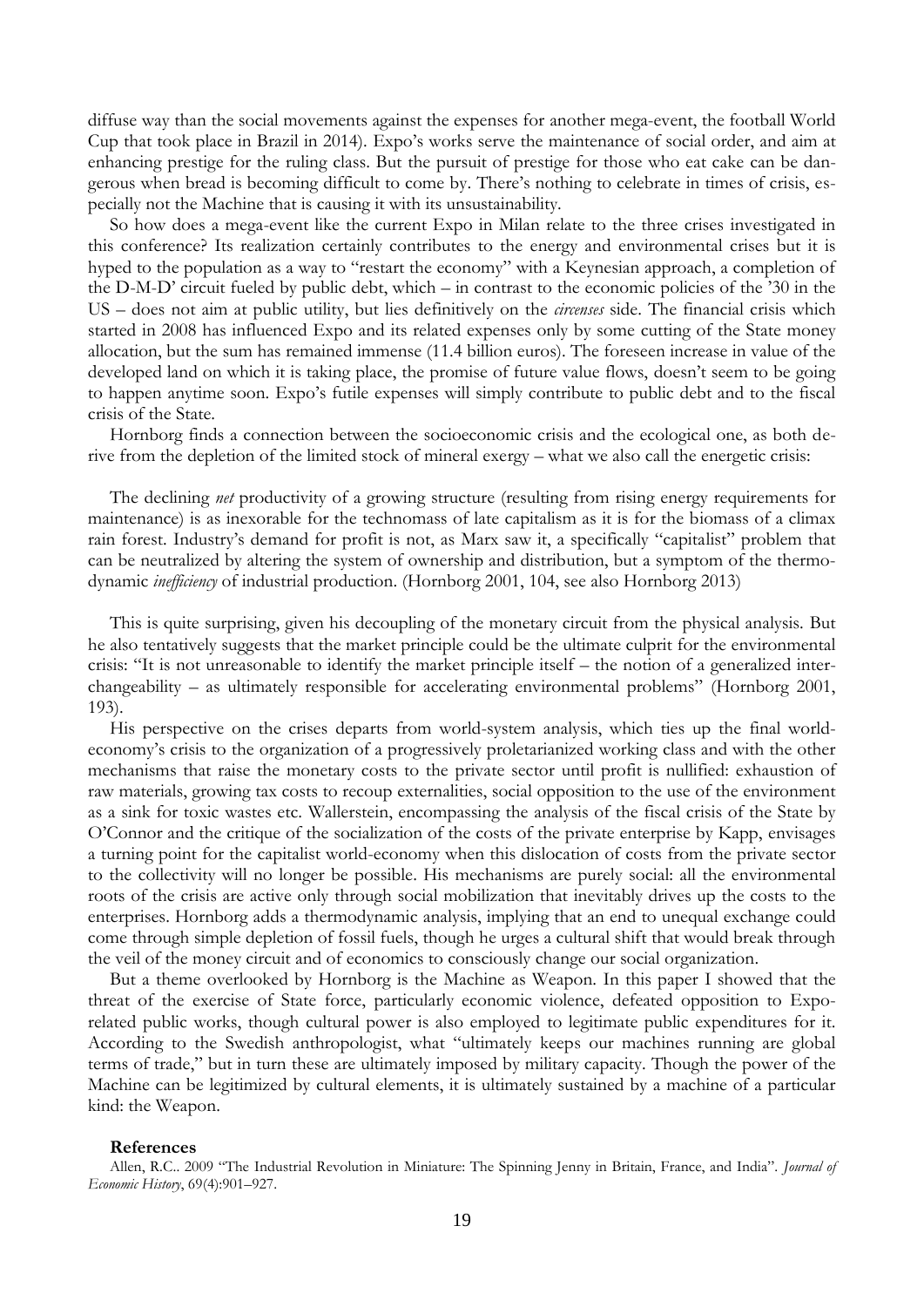diffuse way than the social movements against the expenses for another mega-event, the football World Cup that took place in Brazil in 2014). Expo's works serve the maintenance of social order, and aim at enhancing prestige for the ruling class. But the pursuit of prestige for those who eat cake can be dangerous when bread is becoming difficult to come by. There's nothing to celebrate in times of crisis, especially not the Machine that is causing it with its unsustainability.

So how does a mega-event like the current Expo in Milan relate to the three crises investigated in this conference? Its realization certainly contributes to the energy and environmental crises but it is hyped to the population as a way to "restart the economy" with a Keynesian approach, a completion of the D-M-D' circuit fueled by public debt, which – in contrast to the economic policies of the '30 in the US – does not aim at public utility, but lies definitively on the *circenses* side. The financial crisis which started in 2008 has influenced Expo and its related expenses only by some cutting of the State money allocation, but the sum has remained immense (11.4 billion euros). The foreseen increase in value of the developed land on which it is taking place, the promise of future value flows, doesn't seem to be going to happen anytime soon. Expo's futile expenses will simply contribute to public debt and to the fiscal crisis of the State.

Hornborg finds a connection between the socioeconomic crisis and the ecological one, as both derive from the depletion of the limited stock of mineral exergy – what we also call the energetic crisis:

> The declining *net* productivity of a growing structure (resulting from rising energy requirements for maintenance) is as inexorable for the technomass of late capitalism as it is for the biomass of a climax rain forest. Industry's demand for profit is not, as Marx saw it, a specifically "capitalist" problem that can be neutralized by altering the system of ownership and distribution, but a symptom of the thermodynamic *inefficiency* of industrial production. (Hornborg 2001, 104, see also Hornborg 2013)

This is quite surprising, given his decoupling of the monetary circuit from the physical analysis. But he also tentatively suggests that the market principle could be the ultimate culprit for the environmental crisis: "It is not unreasonable to identify the market principle itself – the notion of a generalized interchangeability – as ultimately responsible for accelerating environmental problems" (Hornborg 2001, 193).

His perspective on the crises departs from world-system analysis, which ties up the final world-economy's crisis to the organization of a progressively proletarianized working class and with the other mechanisms that raise the monetary costs to the private sector until profit is nullified: exhaustion of raw materials, growing tax costs to recoup externalities, social opposition to the use of the environment as a sink for toxic wastes etc. Wallerstein, encompassing the analysis of the fiscal crisis of the State by O'Connor and the critique of the socialization of the costs of the private enterprise by Kapp, envisages a turning point for the capitalist world-economy when this dislocation of costs from the private sector to the collectivity will no longer be possible. His mechanisms are purely social: all the environmental roots of the crisis are active only through social mobilization that inevitably drives up the costs to the enterprises. Hornborg adds a thermodynamic analysis, implying that an end to unequal exchange could come through simple depletion of fossil fuels, though he urges a cultural shift that would break through the veil of the money circuit and of economics to consciously change our social organization.

But a theme overlooked by Hornborg is the Machine as Weapon. In this paper I showed that the threat of the exercise of State force, particularly economic violence, defeated opposition to Expo-related public works, though cultural power is also employed to legitimate public expenditures for it. According to the Swedish anthropologist, what "ultimately keeps our machines running are global terms of trade," but in turn these are ultimately imposed by military capacity. Though the power of the Machine can be legitimized by cultural elements, it is ultimately sustained by a machine of a particular kind: the Weapon.

### References

Allen, R.C.. 2009 "The Industrial Revolution in Miniature: The Spinning Jenny in Britain, France, and India". *Journal of Economic History*, 69(4):901–927.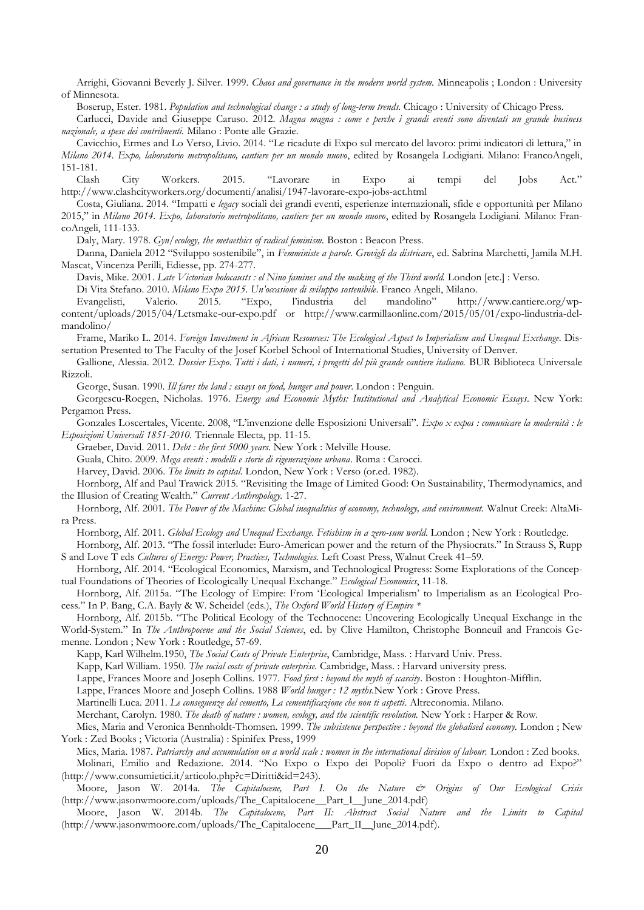Arrighi, Giovanni Beverly J. Silver. 1999. *Chaos and governance in the modern world system.* Minneapolis ; London : University of Minnesota.

Boserup, Ester. 1981. *Population and technological change : a study of long-term trends.* Chicago : University of Chicago Press.

Carlucci, Davide and Giuseppe Caruso. 2012. *Magna magna : come e perche i grandi eventi sono diventati un grande business nazionale, a spese dei contribuenti.* Milano : Ponte alle Grazie.

Cavicchio, Ermes and Lo Verso, Livio. 2014. "Le ricadute di Expo sul mercato del lavoro: primi indicatori di lettura," in *Milano 2014. Expo, laboratorio metropolitano, cantiere per un mondo nuovo*, edited by Rosangela Lodigiani. Milano: FrancoAngeli, 151-181.

Clash City Workers. 2015. "Lavorare in Expo ai tempi del Jobs Act." http://www.clashcityworkers.org/documenti/analisi/1947-lavorare-expo-jobs-act.html

Costa, Giuliana. 2014. "Impatti e *legacy* sociali dei grandi eventi, esperienze internazionali, sfide e opportunità per Milano 2015," in *Milano 2014. Expo, laboratorio metropolitano, cantiere per un mondo nuovo*, edited by Rosangela Lodigiani. Milano: FrancoAngeli, 111-133.

Daly, Mary. 1978. *Gyn/ecology, the metaethics of radical feminism.* Boston : Beacon Press.

Danna, Daniela 2012 "Sviluppo sostenibile", in *Femministe a parole. Grovigli da districare*, ed. Sabrina Marchetti, Jamila M.H. Mascat, Vincenza Perilli, Ediesse, pp. 274-277.

Davis, Mike. 2001. *Late Victorian holocausts : el Nino famines and the making of the Third world.* London [etc.] : Verso.

Di Vita Stefano. 2010. *Milano Expo 2015. Un'occasione di sviluppo sostenibile*. Franco Angeli, Milano.

Evangelisti, Valerio. 2015. "Expo, l'industria del mandolino" http://www.cantiere.org/wp-content/uploads/2015/04/Letsmake-our-expo.pdf or http://www.carmillaonline.com/2015/05/01/expo-lindustria-del-mandolino/

Frame, Mariko L. 2014. *Foreign Investment in African Resources: The Ecological Aspect to Imperialism and Unequal Exchange*. Dissertation Presented to The Faculty of the Josef Korbel School of International Studies, University of Denver.

Gallione, Alessia. 2012. *Dossier Expo. Tutti i dati, i numeri, i progetti del più grande cantiere italiano.* BUR Biblioteca Universale Rizzoli.

George, Susan. 1990. *Ill fares the land : essays on food, hunger and power.* London : Penguin.

Georgescu-Roegen, Nicholas. 1976. *Energy and Economic Myths: Institutional and Analytical Economic Essays*. New York: Pergamon Press.

Gonzales Loscertales, Vicente. 2008, "L'invenzione delle Esposizioni Universali". *Expo x expos : comunicare la modernità : le Esposizioni Universali 1851-2010*. Triennale Electa, pp. 11-15.

Graeber, David. 2011. *Debt : the first 5000 years.* New York : Melville House.

Guala, Chito. 2009. *Mega eventi : modelli e storie di rigenerazione urbana*. Roma : Carocci.

Harvey, David. 2006. *The limits to capital*. London, New York : Verso (or.ed. 1982).

Hornborg, Alf and Paul Trawick 2015. "Revisiting the Image of Limited Good: On Sustainability, Thermodynamics, and the Illusion of Creating Wealth." *Current Anthropology.* 1-27.

Hornborg, Alf. 2001. *The Power of the Machine: Global inequalities of economy, technology, and environment.* Walnut Creek: AltaMira Press.

Hornborg, Alf. 2011. *Global Ecology and Unequal Exchange. Fetishism in a zero-sum world.* London ; New York : Routledge.

Hornborg, Alf. 2013. "The fossil interlude: Euro-American power and the return of the Physiocrats." In Strauss S, Rupp S and Love T eds *Cultures of Energy: Power, Practices, Technologies.* Left Coast Press, Walnut Creek 41–59.

Hornborg, Alf. 2014. "Ecological Economics, Marxism, and Technological Progress: Some Explorations of the Conceptual Foundations of Theories of Ecologically Unequal Exchange." *Ecological Economics*, 11-18.

Hornborg, Alf. 2015a. "The Ecology of Empire: From 'Ecological Imperialism' to Imperialism as an Ecological Process." In P. Bang, C.A. Bayly & W. Scheidel (eds.), *The Oxford World History of Empire* *

Hornborg, Alf. 2015b. "The Political Ecology of the Technocene: Uncovering Ecologically Unequal Exchange in the World-System." In *The Anthropocene and the Social Sciences*, ed. by Clive Hamilton, Christophe Bonneuil and Francois Gemenne. London ; New York : Routledge, 57-69.

Kapp, Karl Wilhelm.1950, *The Social Costs of Private Enterprise*, Cambridge, Mass. : Harvard Univ. Press.

Kapp, Karl William. 1950. *The social costs of private enterprise.* Cambridge, Mass. : Harvard university press.

Lappe, Frances Moore and Joseph Collins. 1977. *Food first : beyond the myth of scarcity*. Boston : Houghton-Mifflin.

Lappe, Frances Moore and Joseph Collins. 1988 *World hunger : 12 myths.*New York : Grove Press.

Martinelli Luca. 2011. *Le conseguenze del cemento, La cementificazione che non ti aspetti*. Altreconomia. Milano.

Merchant, Carolyn. 1980. *The death of nature : women, ecology, and the scientific revolution.* New York : Harper & Row.

Mies, Maria and Veronica Bennholdt-Thomsen. 1999. *The subsistence perspective : beyond the globalised economy.* London ; New York : Zed Books ; Victoria (Australia) : Spinifex Press, 1999

Mies, Maria. 1987. *Patriarchy and accumulation on a world scale : women in the international division of labour.* London : Zed books.

Molinari, Emilio and Redazione. 2014. "No Expo o Expo dei Popoli? Fuori da Expo o dentro ad Expo?" (http://www.consumietici.it/articolo.php?c=Diritti&id=243).

Moore, Jason W. 2014a. *The Capitalocene, Part I. On the Nature & Origins of Our Ecological Crisis* (http://www.jasonwmoore.com/uploads/The_Capitalocene__Part_I__June_2014.pdf)

Moore, Jason W. 2014b. *The Capitalocene, Part II: Abstract Social Nature and the Limits to Capital* (http://www.jasonwmoore.com/uploads/The_Capitalocene___Part_II__June_2014.pdf).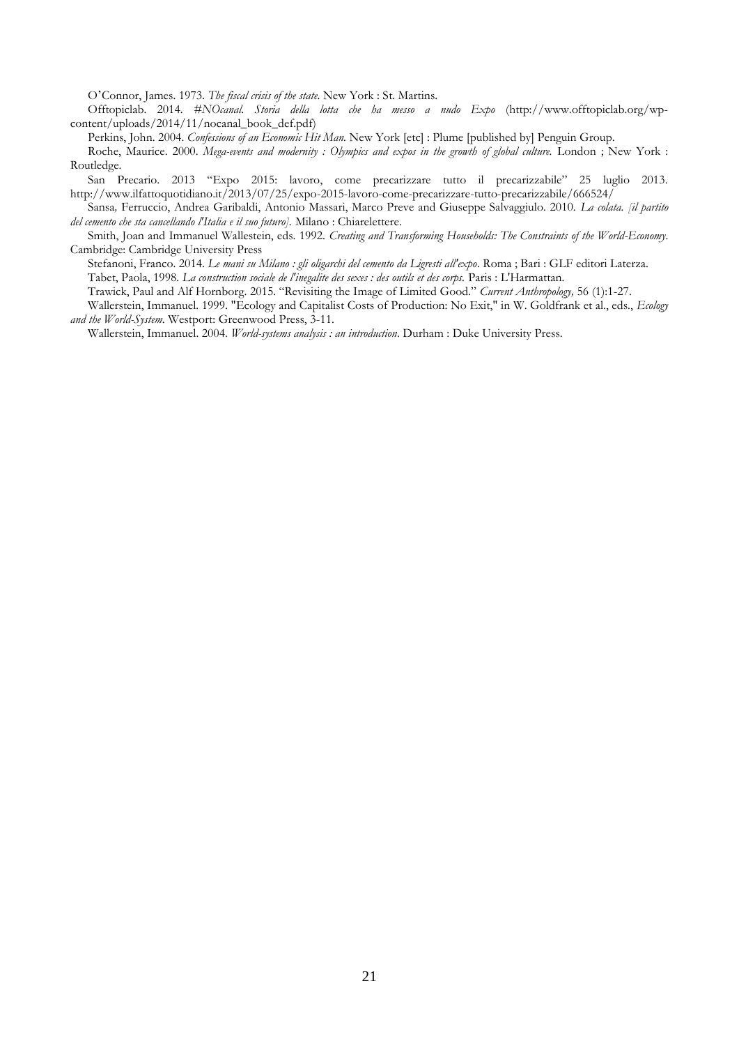O'Connor, James. 1973. *The fiscal crisis of the state*. New York : St. Martins.

Offtopiclab. 2014. *#NOcanal. Storia della lotta che ha messo a nudo Expo* (http://www.offtopiclab.org/wp-content/uploads/2014/11/nocanal_book_def.pdf)

Perkins, John. 2004. *Confessions of an Economic Hit Man*. New York [etc] : Plume [published by] Penguin Group.

Roche, Maurice. 2000. *Mega-events and modernity : Olympics and expos in the growth of global culture*. London ; New York : Routledge.

San Precario. 2013 "Expo 2015: lavoro, come precarizzare tutto il precarizzabile" 25 luglio 2013. http://www.ilfattoquotidiano.it/2013/07/25/expo-2015-lavoro-come-precarizzare-tutto-precarizzabile/666524/

Sansa, Ferruccio, Andrea Garibaldi, Antonio Massari, Marco Preve and Giuseppe Salvaggiulo. 2010. *La colata. [il partito del cemento che sta cancellando l'Italia e il suo futuro]*. Milano : Chiarelettere.

Smith, Joan and Immanuel Wallestein, eds. 1992. *Creating and Transforming Households: The Constraints of the World-Economy*. Cambridge: Cambridge University Press

Stefanoni, Franco. 2014. *Le mani su Milano : gli oligarchi del cemento da Ligresti all'expo*. Roma ; Bari : GLF editori Laterza.

Tabet, Paola, 1998. *La construction sociale de l'inegalite des sexes : des outils et des corps.* Paris : L'Harmattan.

Trawick, Paul and Alf Hornborg. 2015. "Revisiting the Image of Limited Good." *Current Anthropology,* 56 (1):1-27.

Wallerstein, Immanuel. 1999. "Ecology and Capitalist Costs of Production: No Exit," in W. Goldfrank et al., eds., *Ecology and the World-System*. Westport: Greenwood Press, 3-11.

Wallerstein, Immanuel. 2004. *World-systems analysis : an introduction*. Durham : Duke University Press.